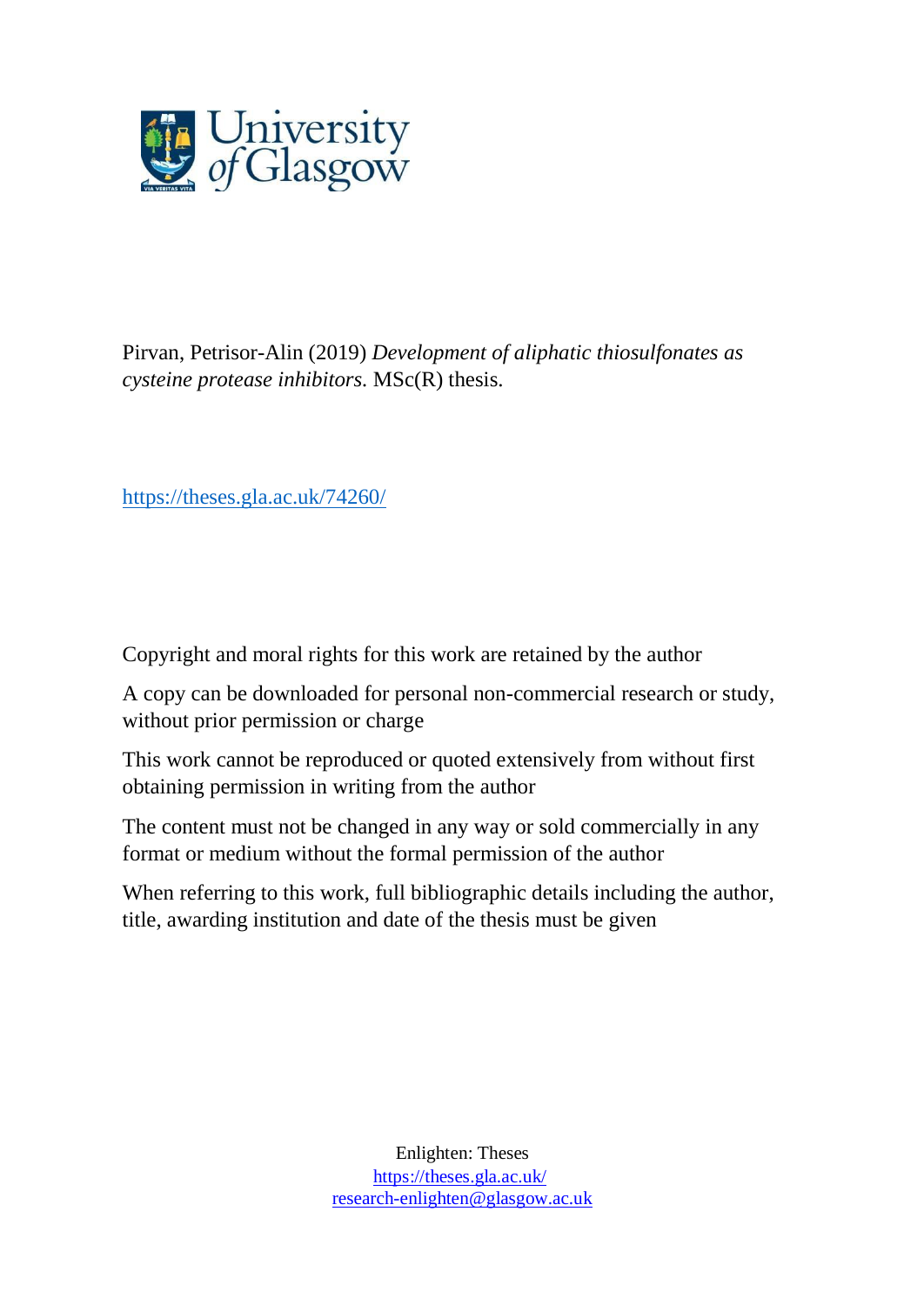Pirvan, Petrisor-Alin (2019) *Development of aliphatic thiosulfonates as cysteine protease inhibitors.* MSc(R) thesis.

https://theses.gla.ac.uk/74260/

Copyright and moral rights for this work are retained by the author

A copy can be downloaded for personal non-commercial research or study, without prior permission or charge

This work cannot be reproduced or quoted extensively from without first obtaining permission in writing from the author

The content must not be changed in any way or sold commercially in any format or medium without the formal permission of the author

When referring to this work, full bibliographic details including the author, title, awarding institution and date of the thesis must be given

Enlighten: Theses
https://theses.gla.ac.uk/
research-enlighten@glasgow.ac.uk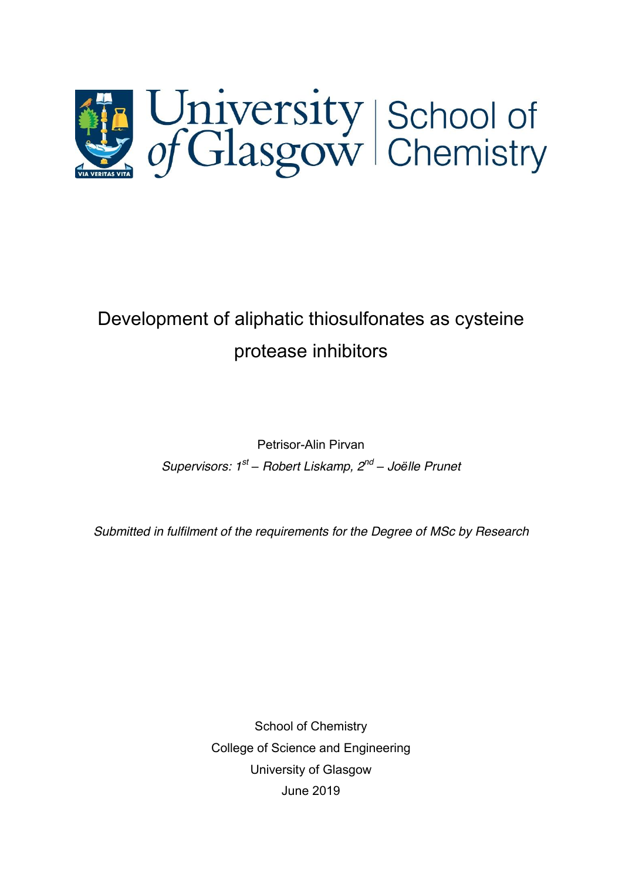University of Glasgow | School of Chemistry

# Development of aliphatic thiosulfonates as cysteine protease inhibitors

Petrisor-Alin Pirvan

*Supervisors: 1st – Robert Liskamp, 2nd – Joëlle Prunet*

*Submitted in fulfilment of the requirements for the Degree of MSc by Research*

School of Chemistry
College of Science and Engineering
University of Glasgow
June 2019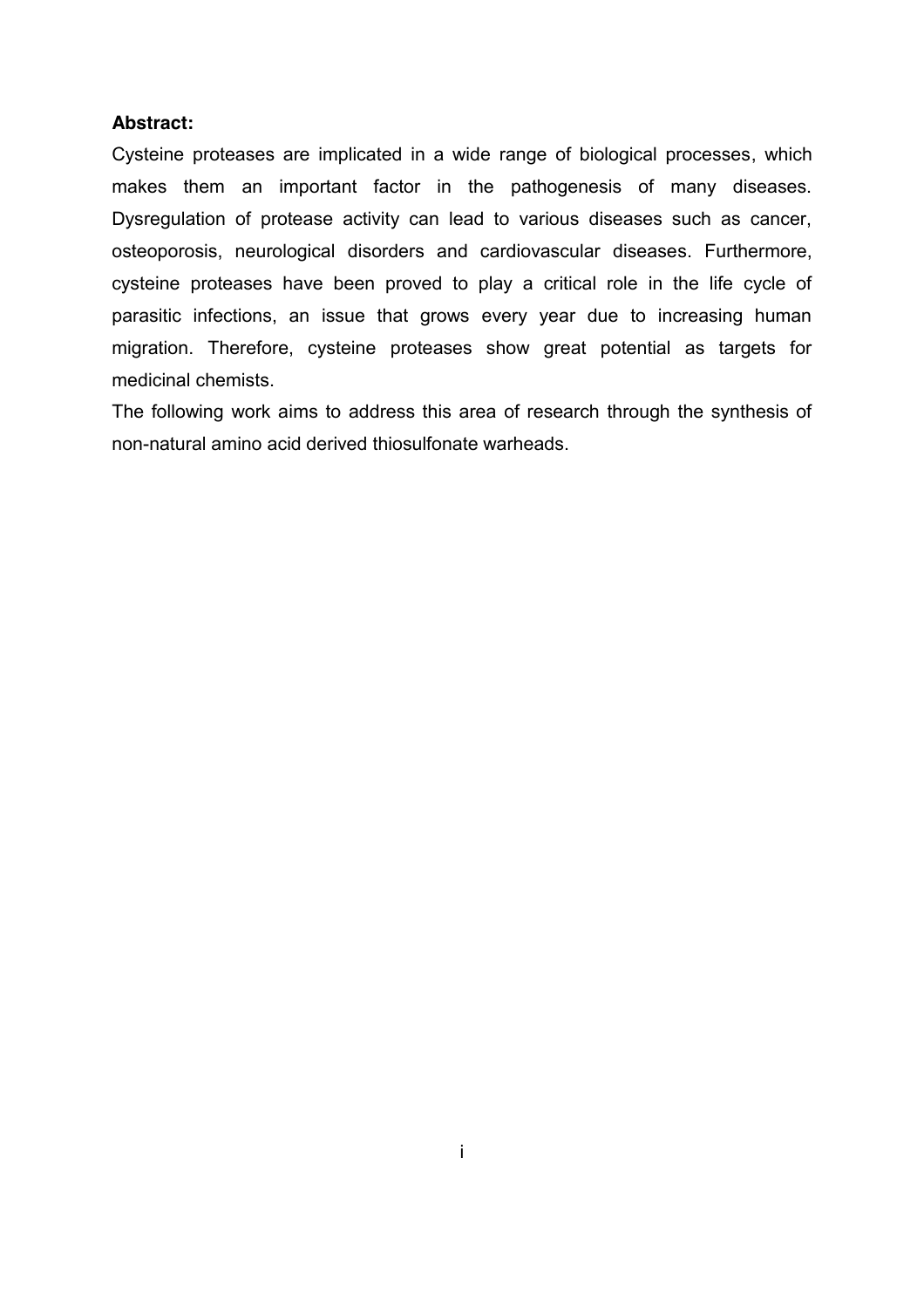**Abstract:**

Cysteine proteases are implicated in a wide range of biological processes, which makes them an important factor in the pathogenesis of many diseases. Dysregulation of protease activity can lead to various diseases such as cancer, osteoporosis, neurological disorders and cardiovascular diseases. Furthermore, cysteine proteases have been proved to play a critical role in the life cycle of parasitic infections, an issue that grows every year due to increasing human migration. Therefore, cysteine proteases show great potential as targets for medicinal chemists.

The following work aims to address this area of research through the synthesis of non-natural amino acid derived thiosulfonate warheads.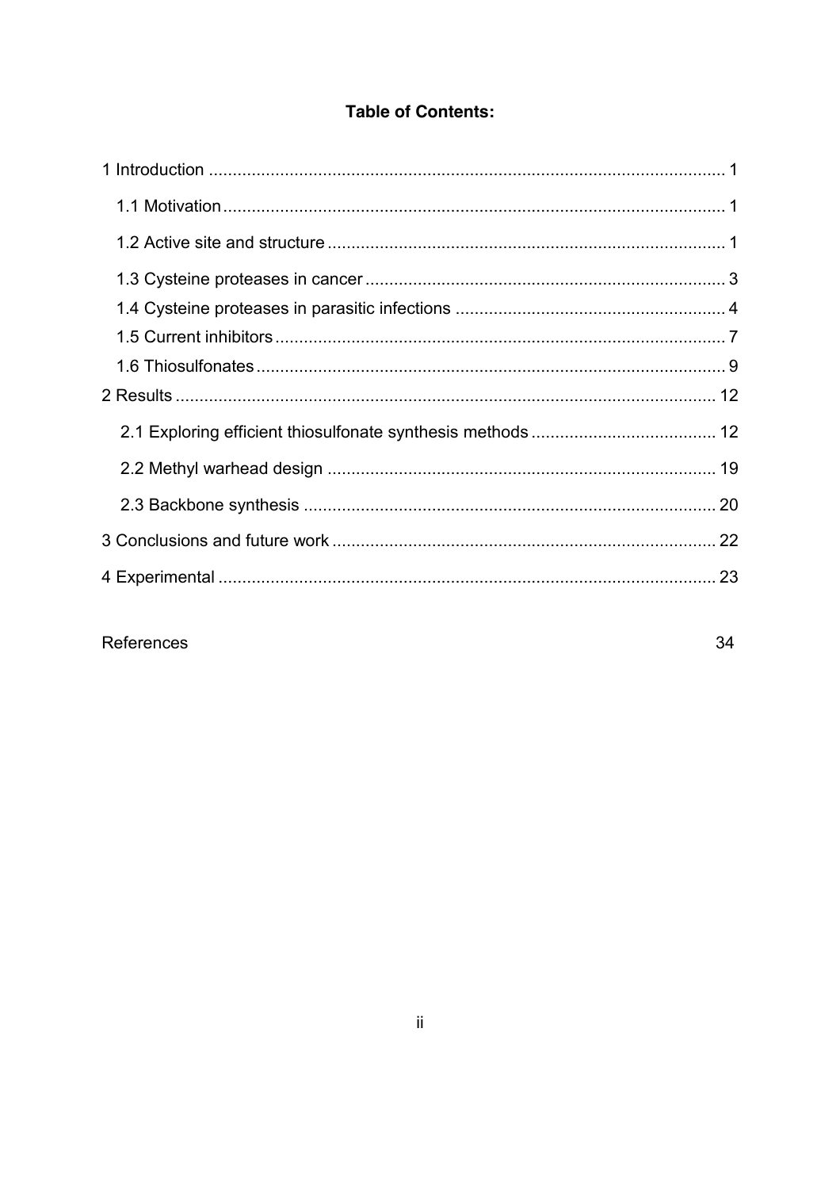**Table of Contents:**

1 Introduction .......... 1

- 1.1 Motivation .......... 1
- 1.2 Active site and structure .......... 1
- 1.3 Cysteine proteases in cancer .......... 3
- 1.4 Cysteine proteases in parasitic infections .......... 4
- 1.5 Current inhibitors .......... 7
- 1.6 Thiosulfonates .......... 9

2 Results .......... 12

- 2.1 Exploring efficient thiosulfonate synthesis methods .......... 12
- 2.2 Methyl warhead design .......... 19
- 2.3 Backbone synthesis .......... 20

3 Conclusions and future work .......... 22

4 Experimental .......... 23

References 34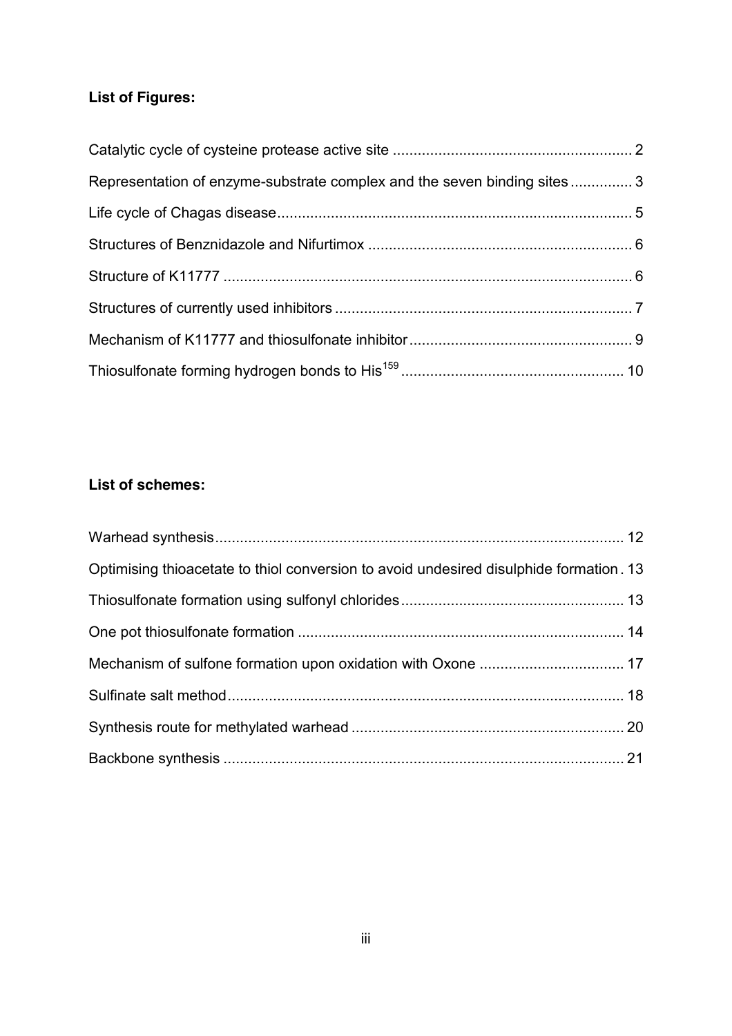**List of Figures:**

Catalytic cycle of cysteine protease active site .......................................................... 2

Representation of enzyme-substrate complex and the seven binding sites ............... 3

Life cycle of Chagas disease...................................................................................... 5

Structures of Benznidazole and Nifurtimox ................................................................ 6

Structure of K11777 ................................................................................................... 6

Structures of currently used inhibitors ........................................................................ 7

Mechanism of K11777 and thiosulfonate inhibitor ...................................................... 9

Thiosulfonate forming hydrogen bonds to His[159] ...................................................... 10

**List of schemes:**

Warhead synthesis .................................................................................................. 12

Optimising thioacetate to thiol conversion to avoid undesired disulphide formation . 13

Thiosulfonate formation using sulfonyl chlorides ...................................................... 13

One pot thiosulfonate formation ............................................................................... 14

Mechanism of sulfone formation upon oxidation with Oxone ................................... 17

Sulfinate salt method ................................................................................................ 18

Synthesis route for methylated warhead .................................................................. 20

Backbone synthesis ................................................................................................. 21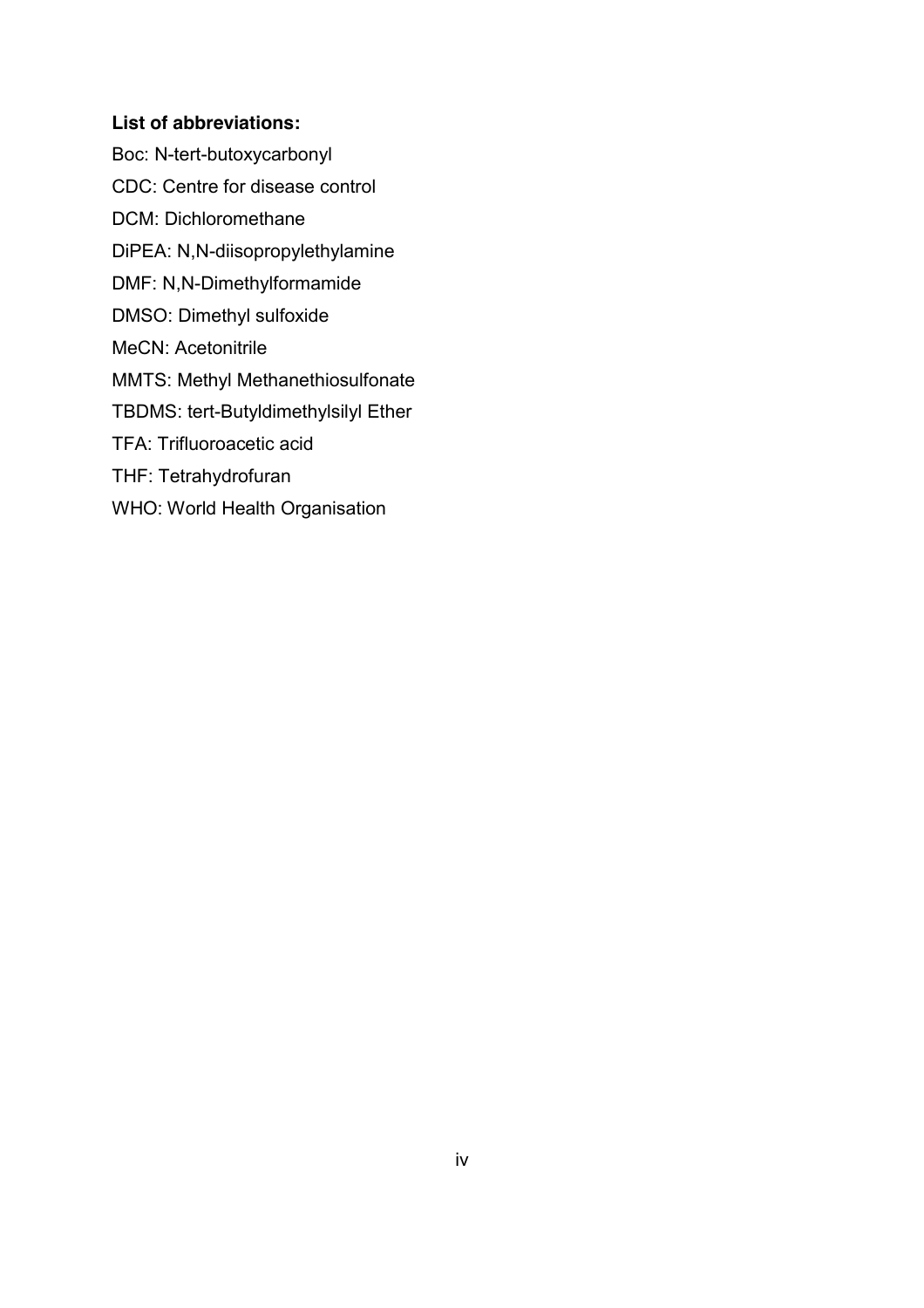**List of abbreviations:**

Boc: N-tert-butoxycarbonyl

CDC: Centre for disease control

DCM: Dichloromethane

DiPEA: N,N-diisopropylethylamine

DMF: N,N-Dimethylformamide

DMSO: Dimethyl sulfoxide

MeCN: Acetonitrile

MMTS: Methyl Methanethiosulfonate

TBDMS: tert-Butyldimethylsilyl Ether

TFA: Trifluoroacetic acid

THF: Tetrahydrofuran

WHO: World Health Organisation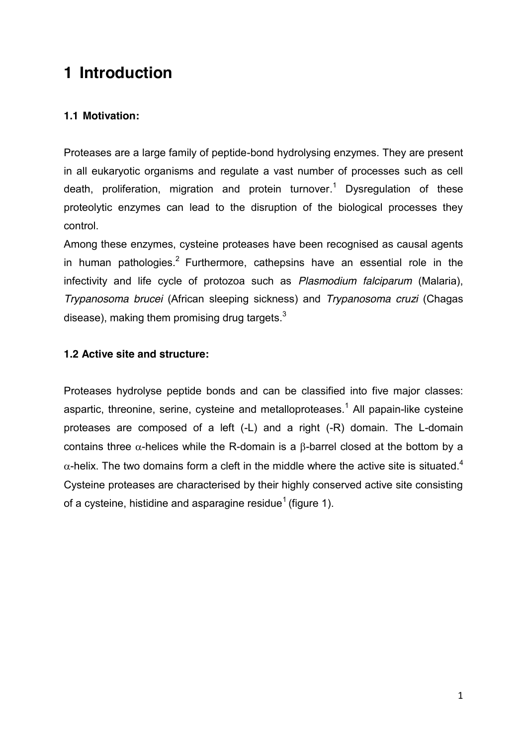# 1 Introduction

### 1.1 Motivation:

Proteases are a large family of peptide-bond hydrolysing enzymes. They are present in all eukaryotic organisms and regulate a vast number of processes such as cell death, proliferation, migration and protein turnover.[1] Dysregulation of these proteolytic enzymes can lead to the disruption of the biological processes they control.

Among these enzymes, cysteine proteases have been recognised as causal agents in human pathologies.[2] Furthermore, cathepsins have an essential role in the infectivity and life cycle of protozoa such as *Plasmodium falciparum* (Malaria), *Trypanosoma brucei* (African sleeping sickness) and *Trypanosoma cruzi* (Chagas disease), making them promising drug targets.[3]

### 1.2 Active site and structure:

Proteases hydrolyse peptide bonds and can be classified into five major classes: aspartic, threonine, serine, cysteine and metalloproteases.[1] All papain-like cysteine proteases are composed of a left (-L) and a right (-R) domain. The L-domain contains three $\alpha$-helices while the R-domain is a $\beta$-barrel closed at the bottom by a $\alpha$-helix. The two domains form a cleft in the middle where the active site is situated.[4] Cysteine proteases are characterised by their highly conserved active site consisting of a cysteine, histidine and asparagine residue[1] (figure 1).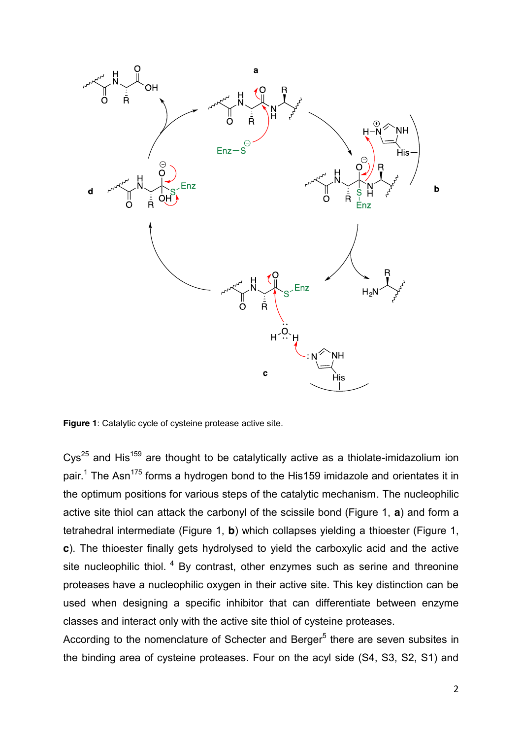**Figure 1**: Catalytic cycle of cysteine protease active site.

Cys[25] and His[159] are thought to be catalytically active as a thiolate-imidazolium ion pair.[1] The Asn[175] forms a hydrogen bond to the His159 imidazole and orientates it in the optimum positions for various steps of the catalytic mechanism. The nucleophilic active site thiol can attack the carbonyl of the scissile bond (Figure 1, **a**) and form a tetrahedral intermediate (Figure 1, **b**) which collapses yielding a thioester (Figure 1, **c**). The thioester finally gets hydrolysed to yield the carboxylic acid and the active site nucleophilic thiol. [4] By contrast, other enzymes such as serine and threonine proteases have a nucleophilic oxygen in their active site. This key distinction can be used when designing a specific inhibitor that can differentiate between enzyme classes and interact only with the active site thiol of cysteine proteases.

According to the nomenclature of Schecter and Berger[5] there are seven subsites in the binding area of cysteine proteases. Four on the acyl side (S4, S3, S2, S1) and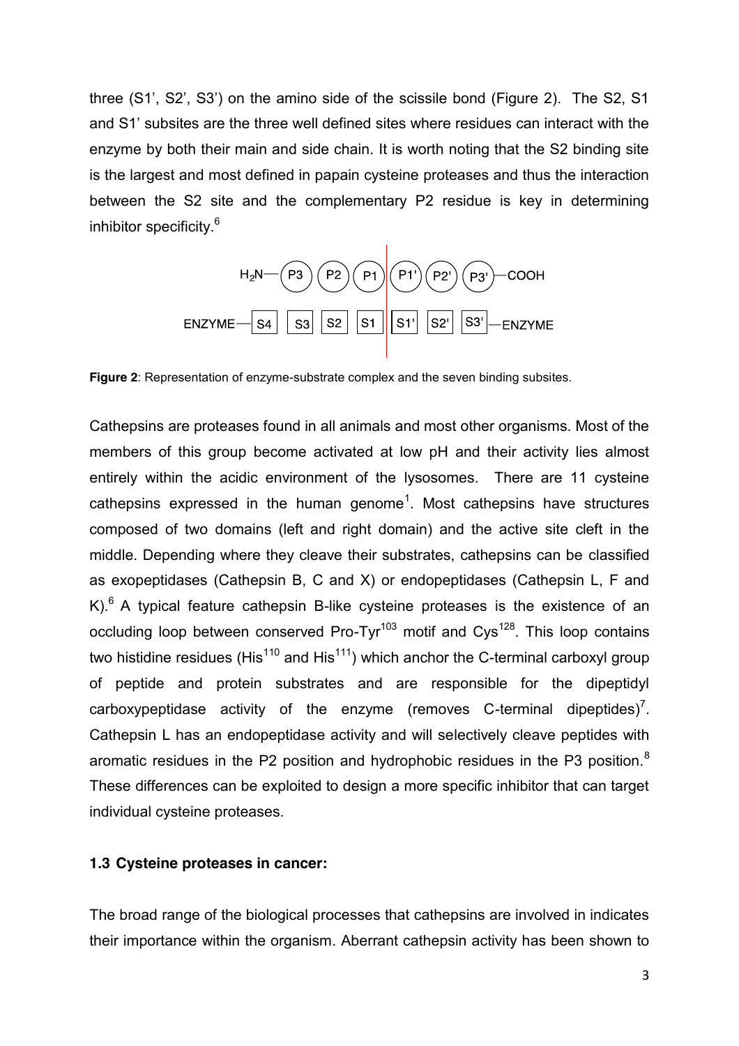three (S1', S2', S3') on the amino side of the scissile bond (Figure 2). The S2, S1 and S1' subsites are the three well defined sites where residues can interact with the enzyme by both their main and side chain. It is worth noting that the S2 binding site is the largest and most defined in papain cysteine proteases and thus the interaction between the S2 site and the complementary P2 residue is key in determining inhibitor specificity.[6]

$H_2N$—(P3)(P2)(P1) | (P1')(P2')(P3')—COOH

ENZYME—[S4][S3][S2][S1] | [S1'][S2'][S3']—ENZYME

**Figure 2**: Representation of enzyme-substrate complex and the seven binding subsites.

Cathepsins are proteases found in all animals and most other organisms. Most of the members of this group become activated at low pH and their activity lies almost entirely within the acidic environment of the lysosomes. There are 11 cysteine cathepsins expressed in the human genome[1]. Most cathepsins have structures composed of two domains (left and right domain) and the active site cleft in the middle. Depending where they cleave their substrates, cathepsins can be classified as exopeptidases (Cathepsin B, C and X) or endopeptidases (Cathepsin L, F and K).[6] A typical feature cathepsin B-like cysteine proteases is the existence of an occluding loop between conserved Pro-$Tyr^{103}$ motif and $Cys^{128}$. This loop contains two histidine residues ($His^{110}$ and $His^{111}$) which anchor the C-terminal carboxyl group of peptide and protein substrates and are responsible for the dipeptidyl carboxypeptidase activity of the enzyme (removes C-terminal dipeptides)[7]. Cathepsin L has an endopeptidase activity and will selectively cleave peptides with aromatic residues in the P2 position and hydrophobic residues in the P3 position.[8] These differences can be exploited to design a more specific inhibitor that can target individual cysteine proteases.

### 1.3 Cysteine proteases in cancer:

The broad range of the biological processes that cathepsins are involved in indicates their importance within the organism. Aberrant cathepsin activity has been shown to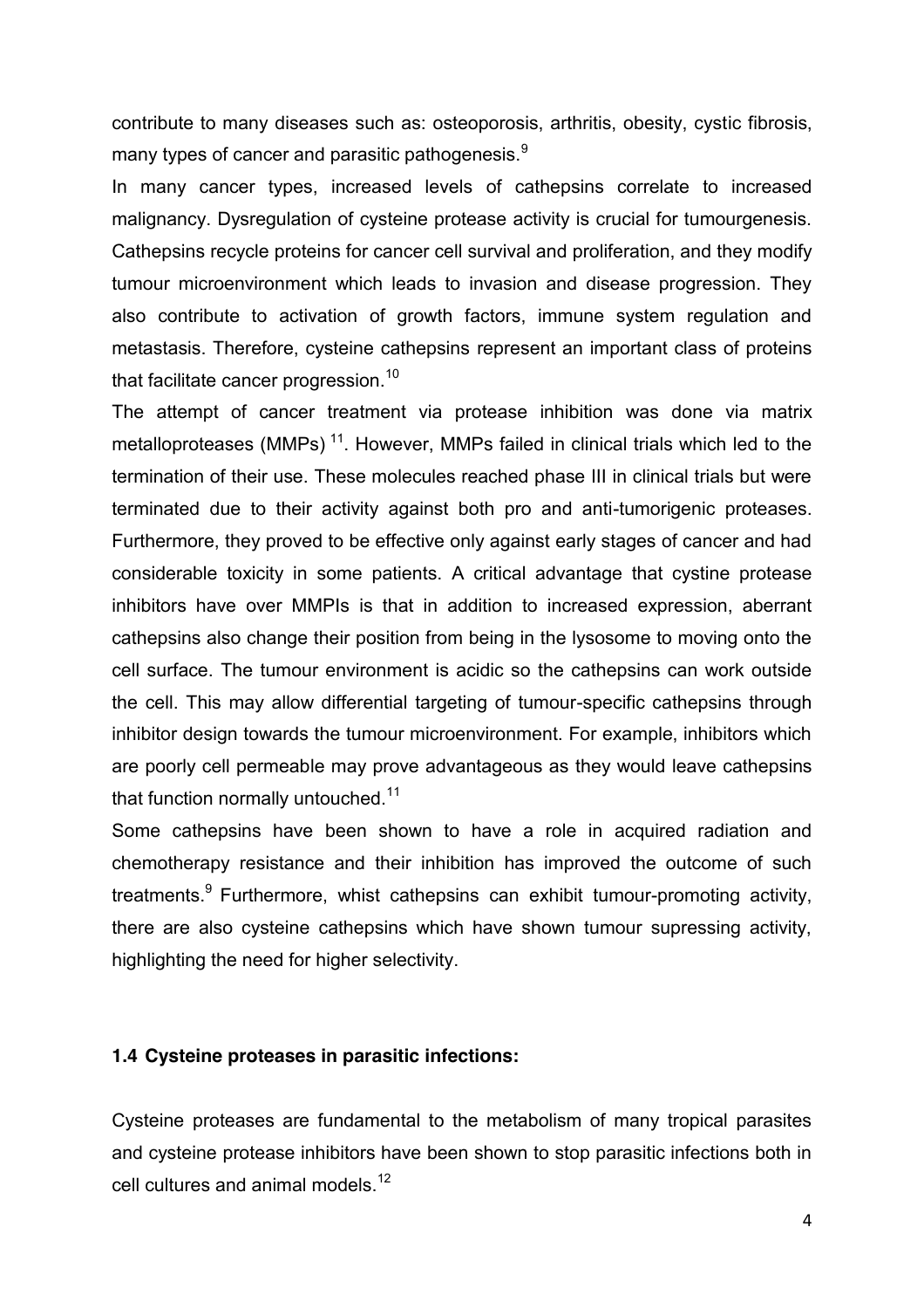contribute to many diseases such as: osteoporosis, arthritis, obesity, cystic fibrosis, many types of cancer and parasitic pathogenesis.[9]

In many cancer types, increased levels of cathepsins correlate to increased malignancy. Dysregulation of cysteine protease activity is crucial for tumourgenesis. Cathepsins recycle proteins for cancer cell survival and proliferation, and they modify tumour microenvironment which leads to invasion and disease progression. They also contribute to activation of growth factors, immune system regulation and metastasis. Therefore, cysteine cathepsins represent an important class of proteins that facilitate cancer progression.[10]

The attempt of cancer treatment via protease inhibition was done via matrix metalloproteases (MMPs) [11]. However, MMPs failed in clinical trials which led to the termination of their use. These molecules reached phase III in clinical trials but were terminated due to their activity against both pro and anti-tumorigenic proteases. Furthermore, they proved to be effective only against early stages of cancer and had considerable toxicity in some patients. A critical advantage that cystine protease inhibitors have over MMPIs is that in addition to increased expression, aberrant cathepsins also change their position from being in the lysosome to moving onto the cell surface. The tumour environment is acidic so the cathepsins can work outside the cell. This may allow differential targeting of tumour-specific cathepsins through inhibitor design towards the tumour microenvironment. For example, inhibitors which are poorly cell permeable may prove advantageous as they would leave cathepsins that function normally untouched.[11]

Some cathepsins have been shown to have a role in acquired radiation and chemotherapy resistance and their inhibition has improved the outcome of such treatments.[9] Furthermore, whist cathepsins can exhibit tumour-promoting activity, there are also cysteine cathepsins which have shown tumour supressing activity, highlighting the need for higher selectivity.

### 1.4 Cysteine proteases in parasitic infections:

Cysteine proteases are fundamental to the metabolism of many tropical parasites and cysteine protease inhibitors have been shown to stop parasitic infections both in cell cultures and animal models.[12]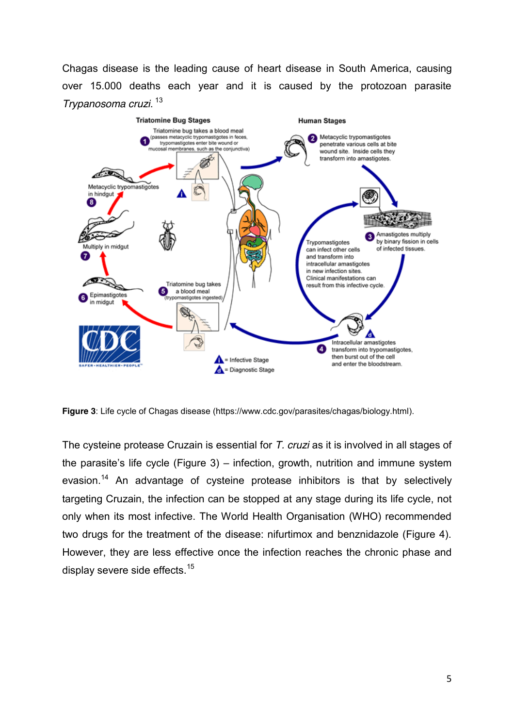Chagas disease is the leading cause of heart disease in South America, causing over 15.000 deaths each year and it is caused by the protozoan parasite *Trypanosoma cruzi*. [13]

**Figure 3**: Life cycle of Chagas disease (https://www.cdc.gov/parasites/chagas/biology.html).

The cysteine protease Cruzain is essential for *T. cruzi* as it is involved in all stages of the parasite's life cycle (Figure 3) – infection, growth, nutrition and immune system evasion.[14] An advantage of cysteine protease inhibitors is that by selectively targeting Cruzain, the infection can be stopped at any stage during its life cycle, not only when its most infective. The World Health Organisation (WHO) recommended two drugs for the treatment of the disease: nifurtimox and benznidazole (Figure 4). However, they are less effective once the infection reaches the chronic phase and display severe side effects.[15]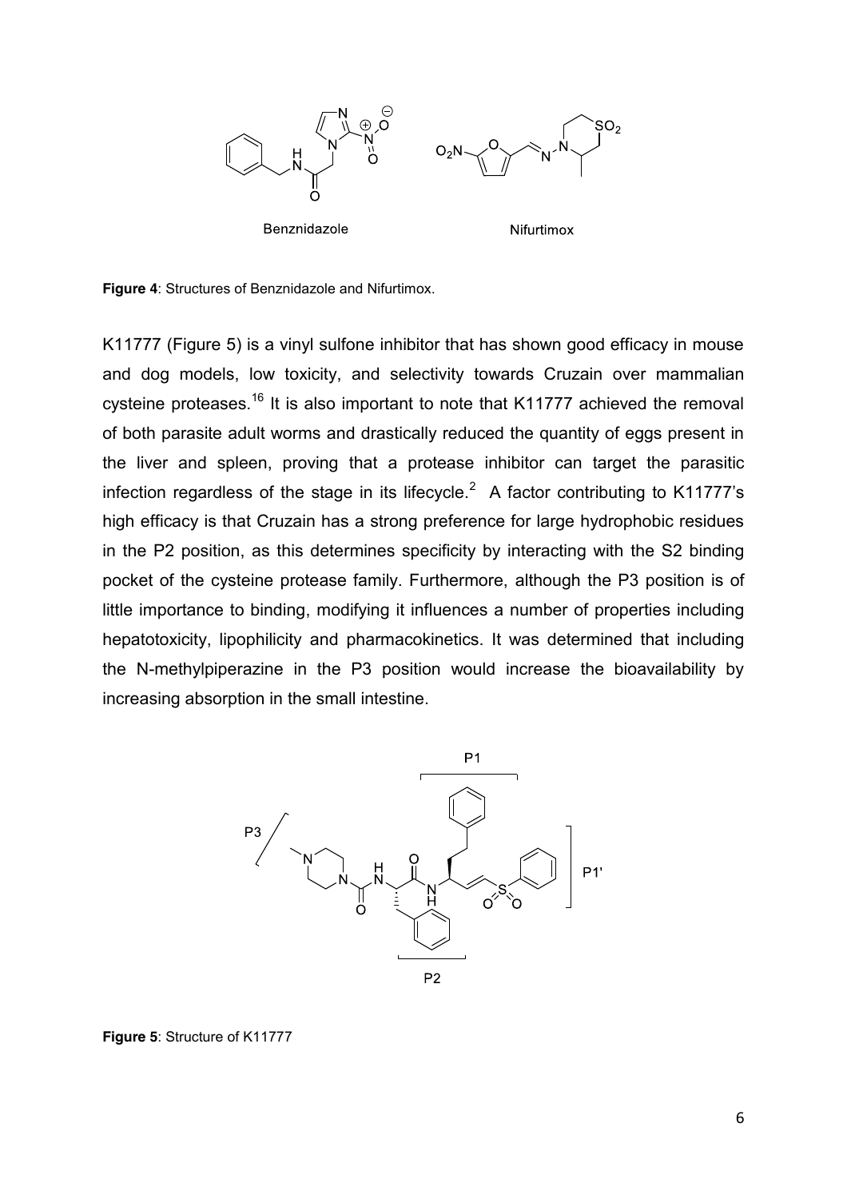**Figure 4**: Structures of Benznidazole and Nifurtimox.

K11777 (Figure 5) is a vinyl sulfone inhibitor that has shown good efficacy in mouse and dog models, low toxicity, and selectivity towards Cruzain over mammalian cysteine proteases.[16] It is also important to note that K11777 achieved the removal of both parasite adult worms and drastically reduced the quantity of eggs present in the liver and spleen, proving that a protease inhibitor can target the parasitic infection regardless of the stage in its lifecycle.[2] A factor contributing to K11777's high efficacy is that Cruzain has a strong preference for large hydrophobic residues in the P2 position, as this determines specificity by interacting with the S2 binding pocket of the cysteine protease family. Furthermore, although the P3 position is of little importance to binding, modifying it influences a number of properties including hepatotoxicity, lipophilicity and pharmacokinetics. It was determined that including the N-methylpiperazine in the P3 position would increase the bioavailability by increasing absorption in the small intestine.

**Figure 5**: Structure of K11777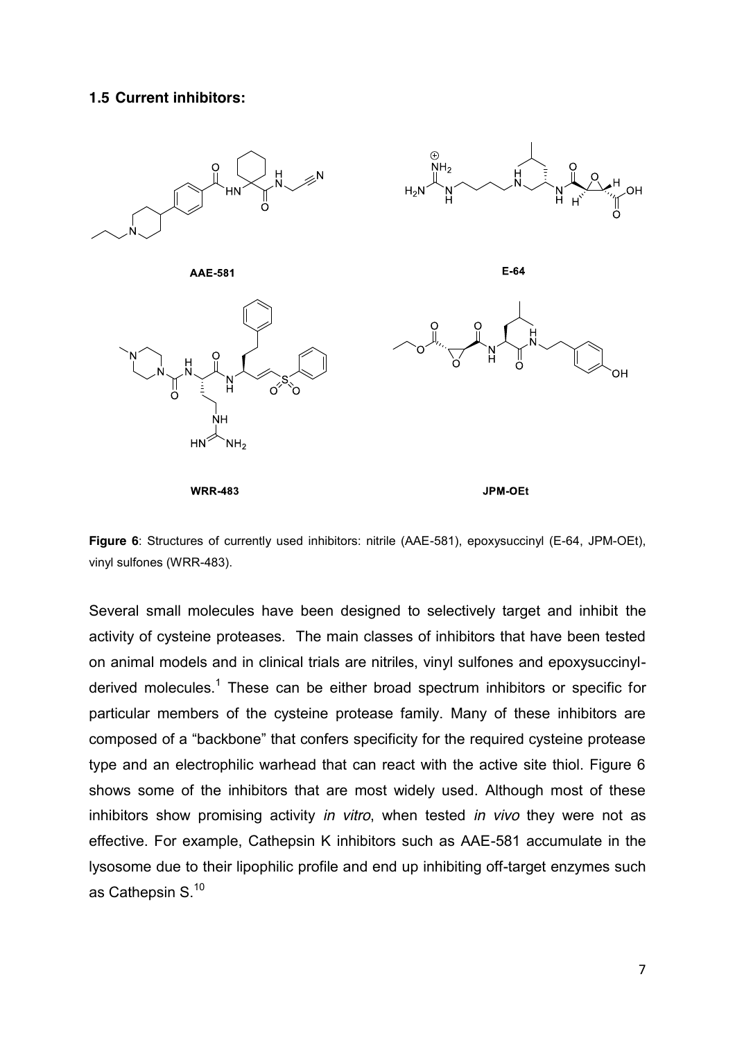### 1.5 Current inhibitors:

**Figure 6**: Structures of currently used inhibitors: nitrile (AAE-581), epoxysuccinyl (E-64, JPM-OEt), vinyl sulfones (WRR-483).

Several small molecules have been designed to selectively target and inhibit the activity of cysteine proteases. The main classes of inhibitors that have been tested on animal models and in clinical trials are nitriles, vinyl sulfones and epoxysuccinyl-derived molecules.[1] These can be either broad spectrum inhibitors or specific for particular members of the cysteine protease family. Many of these inhibitors are composed of a "backbone" that confers specificity for the required cysteine protease type and an electrophilic warhead that can react with the active site thiol. Figure 6 shows some of the inhibitors that are most widely used. Although most of these inhibitors show promising activity *in vitro*, when tested *in vivo* they were not as effective. For example, Cathepsin K inhibitors such as AAE-581 accumulate in the lysosome due to their lipophilic profile and end up inhibiting off-target enzymes such as Cathepsin S.[10]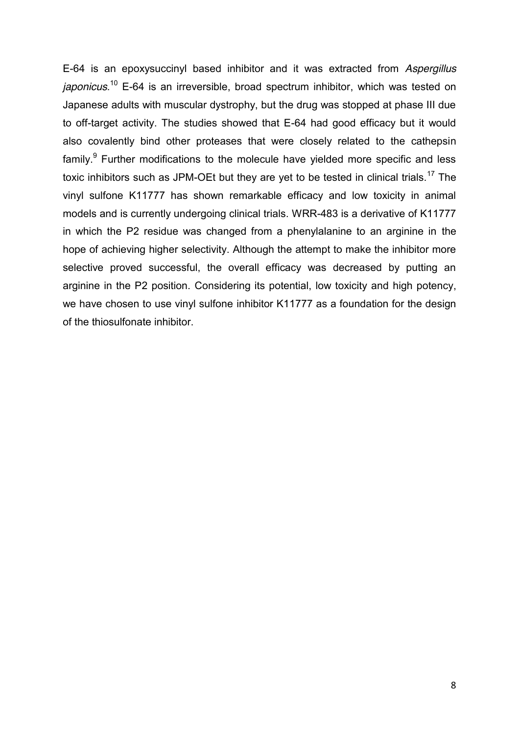E-64 is an epoxysuccinyl based inhibitor and it was extracted from *Aspergillus japonicus*.[10] E-64 is an irreversible, broad spectrum inhibitor, which was tested on Japanese adults with muscular dystrophy, but the drug was stopped at phase III due to off-target activity. The studies showed that E-64 had good efficacy but it would also covalently bind other proteases that were closely related to the cathepsin family.[9] Further modifications to the molecule have yielded more specific and less toxic inhibitors such as JPM-OEt but they are yet to be tested in clinical trials.[17] The vinyl sulfone K11777 has shown remarkable efficacy and low toxicity in animal models and is currently undergoing clinical trials. WRR-483 is a derivative of K11777 in which the P2 residue was changed from a phenylalanine to an arginine in the hope of achieving higher selectivity. Although the attempt to make the inhibitor more selective proved successful, the overall efficacy was decreased by putting an arginine in the P2 position. Considering its potential, low toxicity and high potency, we have chosen to use vinyl sulfone inhibitor K11777 as a foundation for the design of the thiosulfonate inhibitor.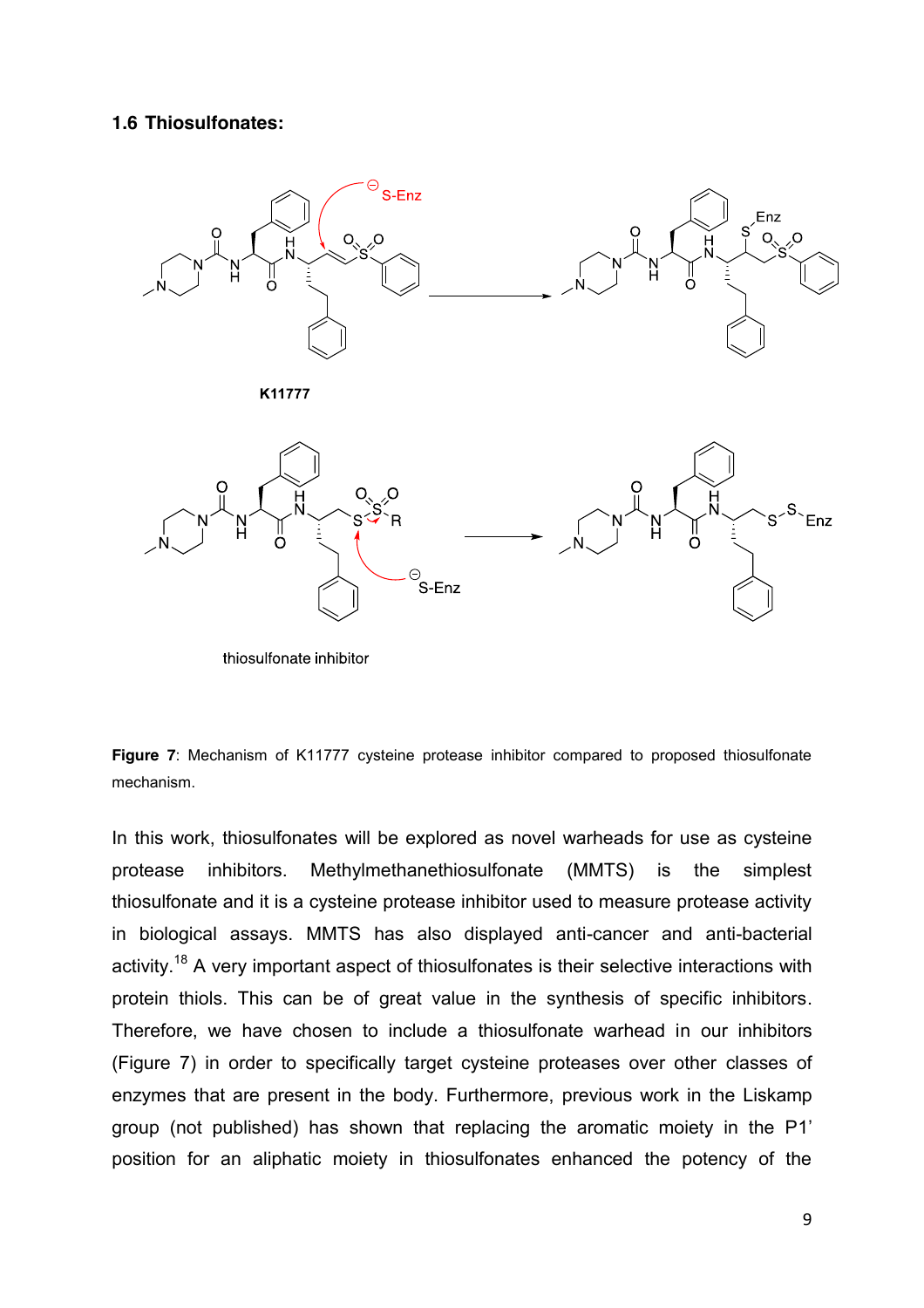### 1.6 Thiosulfonates:

**Figure 7**: Mechanism of K11777 cysteine protease inhibitor compared to proposed thiosulfonate mechanism.

In this work, thiosulfonates will be explored as novel warheads for use as cysteine protease inhibitors. Methylmethanethiosulfonate (MMTS) is the simplest thiosulfonate and it is a cysteine protease inhibitor used to measure protease activity in biological assays. MMTS has also displayed anti-cancer and anti-bacterial activity.[18] A very important aspect of thiosulfonates is their selective interactions with protein thiols. This can be of great value in the synthesis of specific inhibitors. Therefore, we have chosen to include a thiosulfonate warhead in our inhibitors (Figure 7) in order to specifically target cysteine proteases over other classes of enzymes that are present in the body. Furthermore, previous work in the Liskamp group (not published) has shown that replacing the aromatic moiety in the P1' position for an aliphatic moiety in thiosulfonates enhanced the potency of the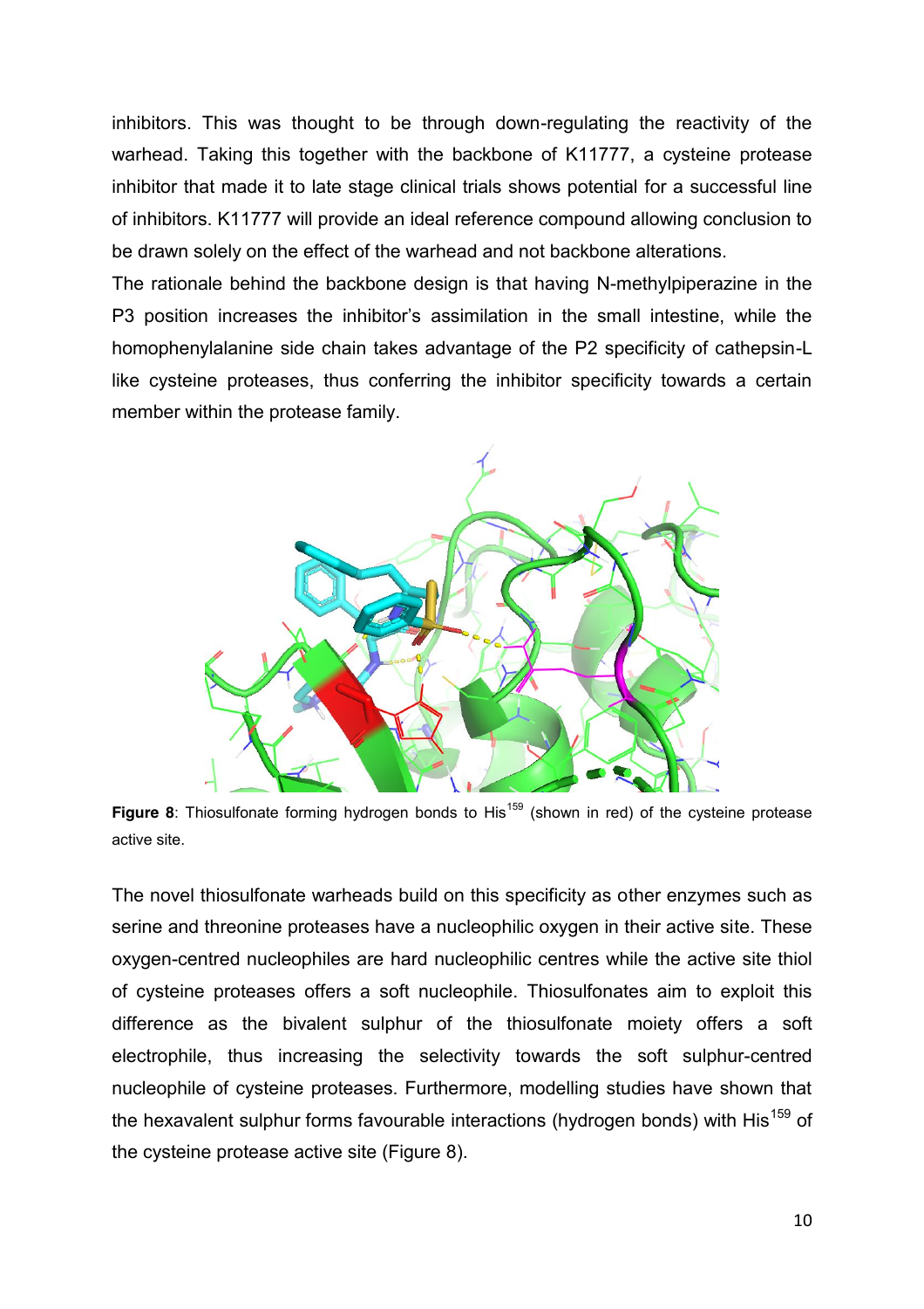inhibitors. This was thought to be through down-regulating the reactivity of the warhead. Taking this together with the backbone of K11777, a cysteine protease inhibitor that made it to late stage clinical trials shows potential for a successful line of inhibitors. K11777 will provide an ideal reference compound allowing conclusion to be drawn solely on the effect of the warhead and not backbone alterations.

The rationale behind the backbone design is that having N-methylpiperazine in the P3 position increases the inhibitor's assimilation in the small intestine, while the homophenylalanine side chain takes advantage of the P2 specificity of cathepsin-L like cysteine proteases, thus conferring the inhibitor specificity towards a certain member within the protease family.

**Figure 8**: Thiosulfonate forming hydrogen bonds to His[159] (shown in red) of the cysteine protease active site.

The novel thiosulfonate warheads build on this specificity as other enzymes such as serine and threonine proteases have a nucleophilic oxygen in their active site. These oxygen-centred nucleophiles are hard nucleophilic centres while the active site thiol of cysteine proteases offers a soft nucleophile. Thiosulfonates aim to exploit this difference as the bivalent sulphur of the thiosulfonate moiety offers a soft electrophile, thus increasing the selectivity towards the soft sulphur-centred nucleophile of cysteine proteases. Furthermore, modelling studies have shown that the hexavalent sulphur forms favourable interactions (hydrogen bonds) with His[159] of the cysteine protease active site (Figure 8).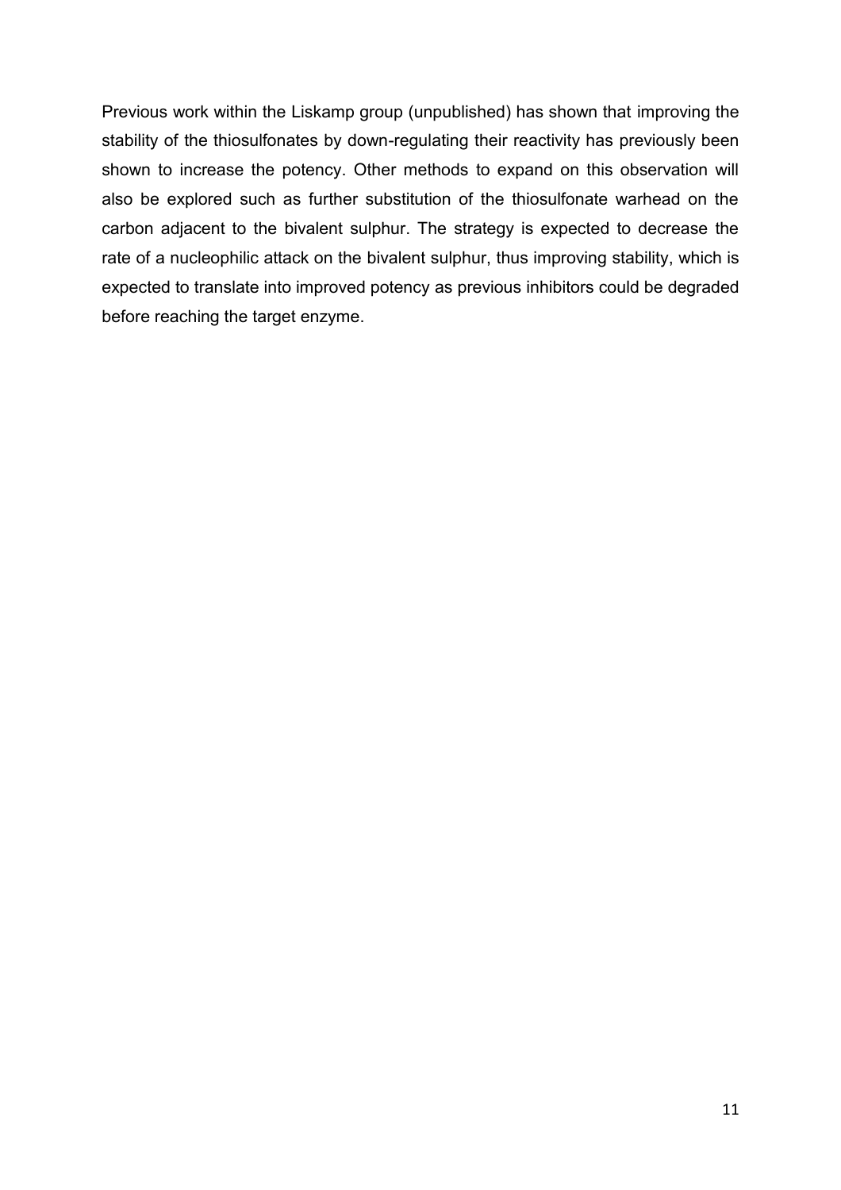Previous work within the Liskamp group (unpublished) has shown that improving the stability of the thiosulfonates by down-regulating their reactivity has previously been shown to increase the potency. Other methods to expand on this observation will also be explored such as further substitution of the thiosulfonate warhead on the carbon adjacent to the bivalent sulphur. The strategy is expected to decrease the rate of a nucleophilic attack on the bivalent sulphur, thus improving stability, which is expected to translate into improved potency as previous inhibitors could be degraded before reaching the target enzyme.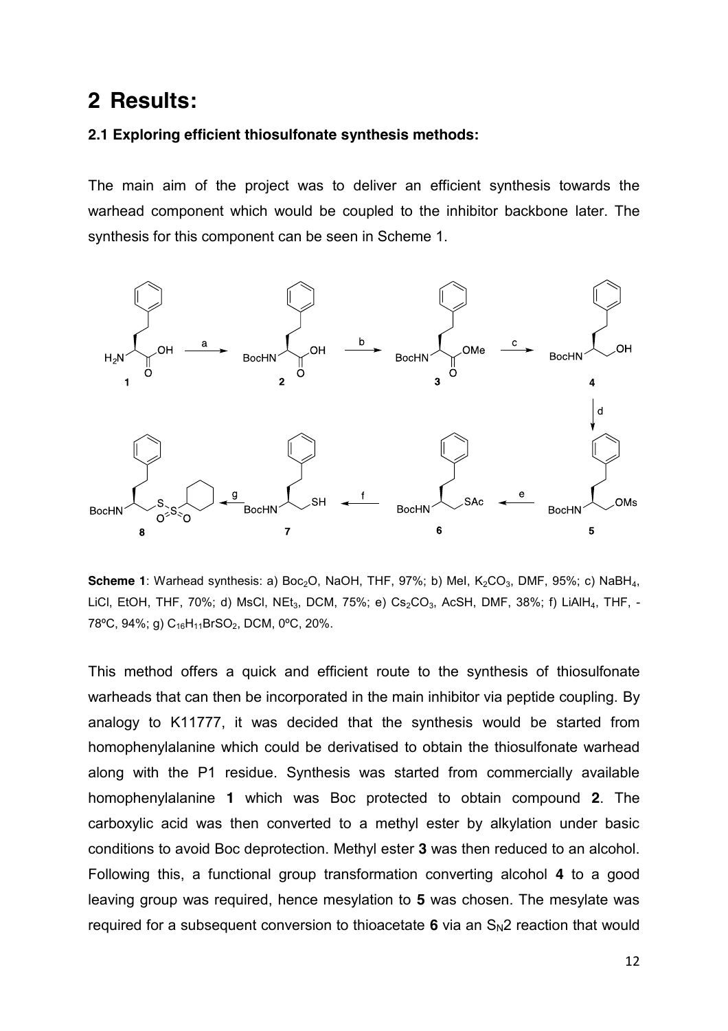# 2 Results:

### 2.1 Exploring efficient thiosulfonate synthesis methods:

The main aim of the project was to deliver an efficient synthesis towards the warhead component which would be coupled to the inhibitor backbone later. The synthesis for this component can be seen in Scheme 1.

**Scheme 1**: Warhead synthesis: a) $Boc_2O$, NaOH, THF, 97%; b) MeI, $K_2CO_3$, DMF, 95%; c) $NaBH_4$, LiCl, EtOH, THF, 70%; d) MsCl, $NEt_3$, DCM, 75%; e) $Cs_2CO_3$, AcSH, DMF, 38%; f) $LiAlH_4$, THF, -78ºC, 94%; g) $C_{16}H_{11}BrSO_2$, DCM, 0ºC, 20%.

This method offers a quick and efficient route to the synthesis of thiosulfonate warheads that can then be incorporated in the main inhibitor via peptide coupling. By analogy to K11777, it was decided that the synthesis would be started from homophenylalanine which could be derivatised to obtain the thiosulfonate warhead along with the P1 residue. Synthesis was started from commercially available homophenylalanine **1** which was Boc protected to obtain compound **2**. The carboxylic acid was then converted to a methyl ester by alkylation under basic conditions to avoid Boc deprotection. Methyl ester **3** was then reduced to an alcohol. Following this, a functional group transformation converting alcohol **4** to a good leaving group was required, hence mesylation to **5** was chosen. The mesylate was required for a subsequent conversion to thioacetate **6** via an $S_N2$ reaction that would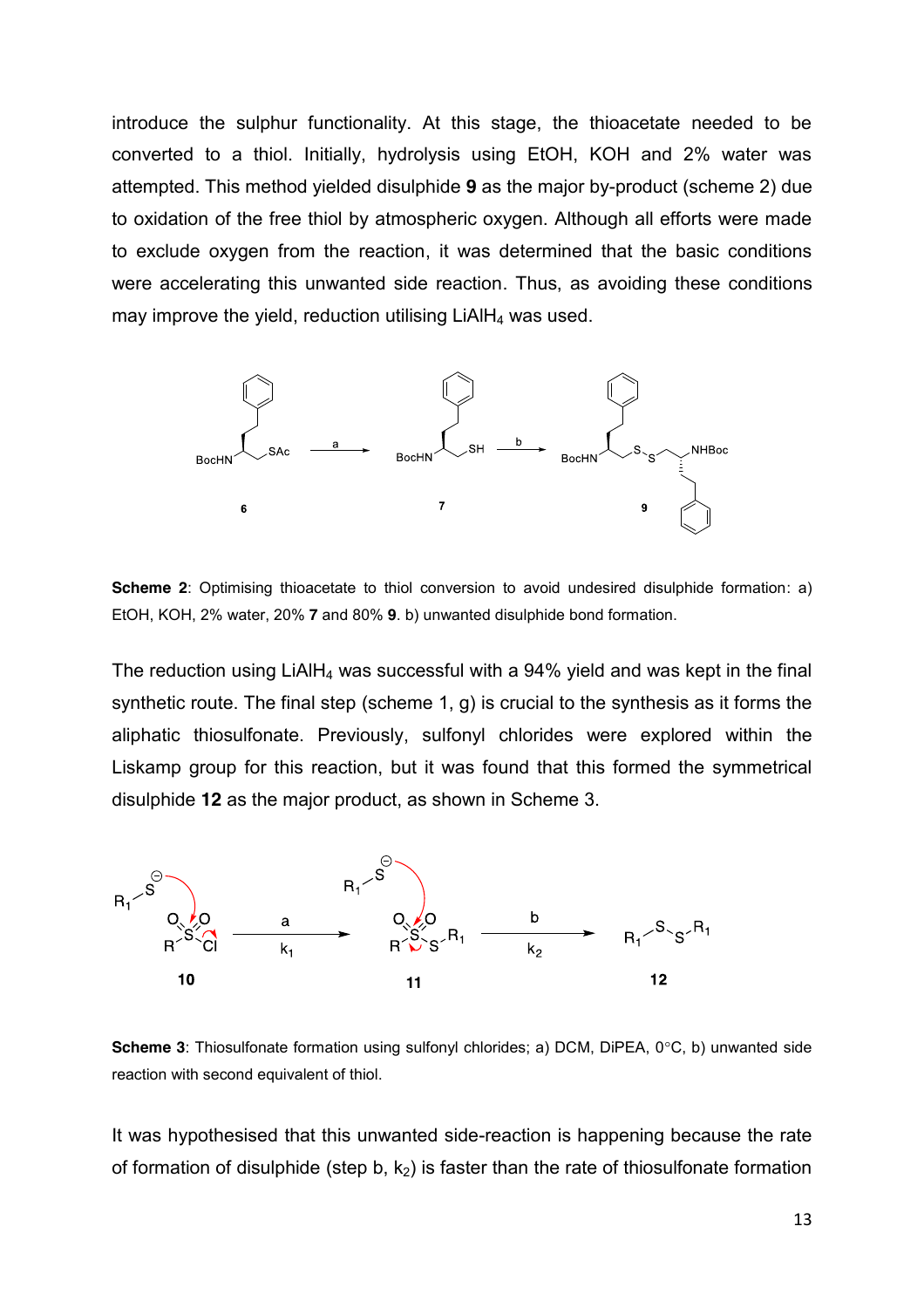introduce the sulphur functionality. At this stage, the thioacetate needed to be converted to a thiol. Initially, hydrolysis using EtOH, KOH and 2% water was attempted. This method yielded disulphide **9** as the major by-product (scheme 2) due to oxidation of the free thiol by atmospheric oxygen. Although all efforts were made to exclude oxygen from the reaction, it was determined that the basic conditions were accelerating this unwanted side reaction. Thus, as avoiding these conditions may improve the yield, reduction utilising $LiAlH_4$ was used.

**Scheme 2**: Optimising thioacetate to thiol conversion to avoid undesired disulphide formation: a) EtOH, KOH, 2% water, 20% **7** and 80% **9**. b) unwanted disulphide bond formation.

The reduction using $LiAlH_4$ was successful with a 94% yield and was kept in the final synthetic route. The final step (scheme 1, g) is crucial to the synthesis as it forms the aliphatic thiosulfonate. Previously, sulfonyl chlorides were explored within the Liskamp group for this reaction, but it was found that this formed the symmetrical disulphide **12** as the major product, as shown in Scheme 3.

**Scheme 3**: Thiosulfonate formation using sulfonyl chlorides; a) DCM, DiPEA, 0°C, b) unwanted side reaction with second equivalent of thiol.

It was hypothesised that this unwanted side-reaction is happening because the rate of formation of disulphide (step b, $k_2$) is faster than the rate of thiosulfonate formation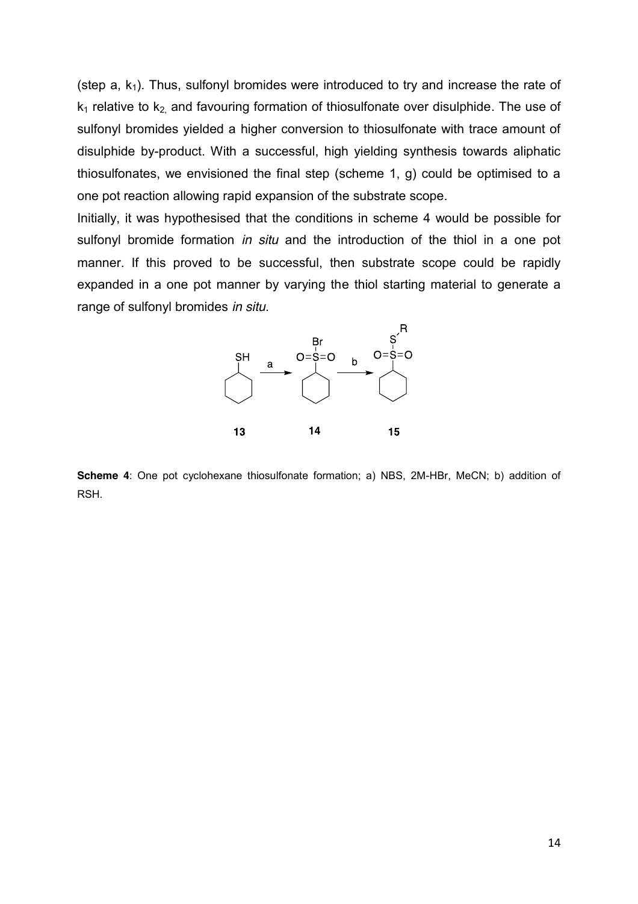(step a, $k_1$). Thus, sulfonyl bromides were introduced to try and increase the rate of $k_1$ relative to $k_2$, and favouring formation of thiosulfonate over disulphide. The use of sulfonyl bromides yielded a higher conversion to thiosulfonate with trace amount of disulphide by-product. With a successful, high yielding synthesis towards aliphatic thiosulfonates, we envisioned the final step (scheme 1, g) could be optimised to a one pot reaction allowing rapid expansion of the substrate scope.

Initially, it was hypothesised that the conditions in scheme 4 would be possible for sulfonyl bromide formation *in situ* and the introduction of the thiol in a one pot manner. If this proved to be successful, then substrate scope could be rapidly expanded in a one pot manner by varying the thiol starting material to generate a range of sulfonyl bromides *in situ*.

**Scheme 4**: One pot cyclohexane thiosulfonate formation; a) NBS, 2M-HBr, MeCN; b) addition of RSH.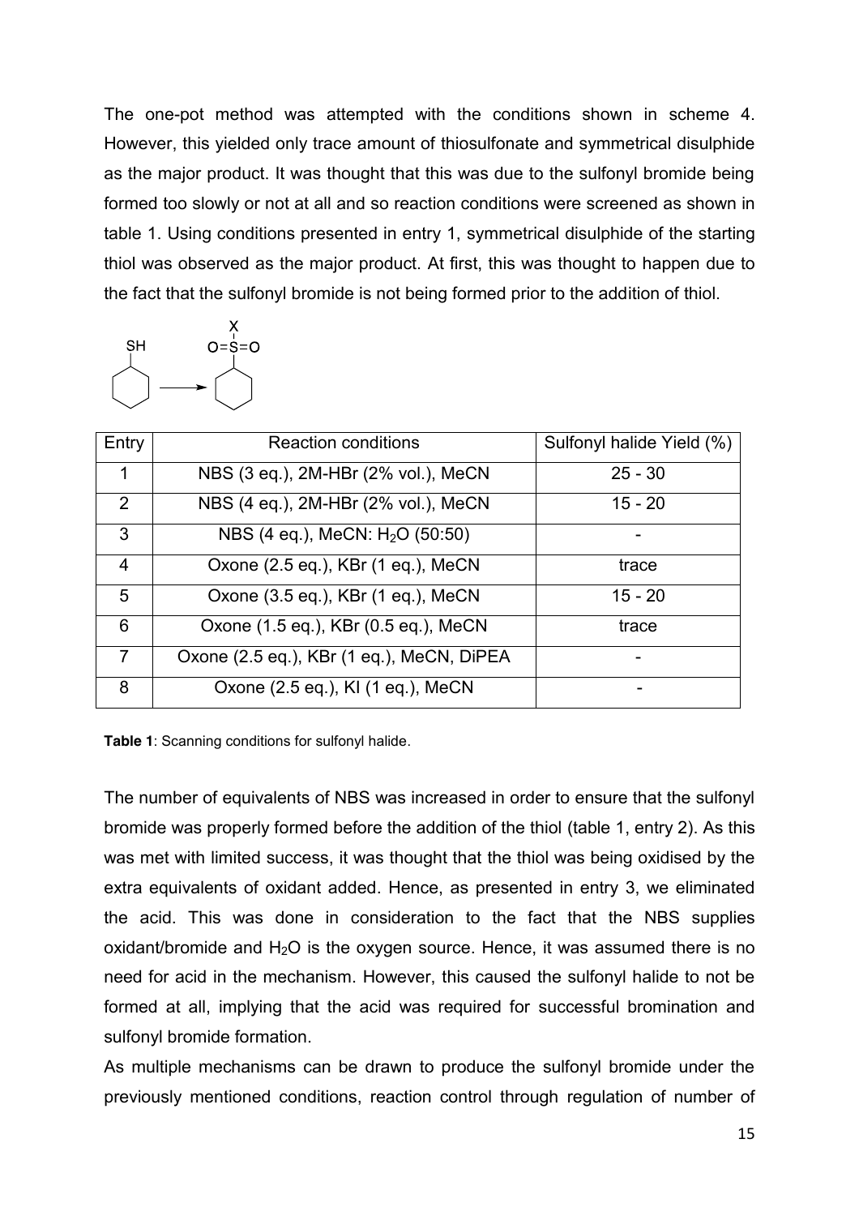The one-pot method was attempted with the conditions shown in scheme 4. However, this yielded only trace amount of thiosulfonate and symmetrical disulphide as the major product. It was thought that this was due to the sulfonyl bromide being formed too slowly or not at all and so reaction conditions were screened as shown in table 1. Using conditions presented in entry 1, symmetrical disulphide of the starting thiol was observed as the major product. At first, this was thought to happen due to the fact that the sulfonyl bromide is not being formed prior to the addition of thiol.

| Entry | Reaction conditions | Sulfonyl halide Yield (%) |
|---|---|---|
| 1 | NBS (3 eq.), 2M-HBr (2% vol.), MeCN | 25 - 30 |
| 2 | NBS (4 eq.), 2M-HBr (2% vol.), MeCN | 15 - 20 |
| 3 | NBS (4 eq.), MeCN: $H_2O$ (50:50) | - |
| 4 | Oxone (2.5 eq.), KBr (1 eq.), MeCN | trace |
| 5 | Oxone (3.5 eq.), KBr (1 eq.), MeCN | 15 - 20 |
| 6 | Oxone (1.5 eq.), KBr (0.5 eq.), MeCN | trace |
| 7 | Oxone (2.5 eq.), KBr (1 eq.), MeCN, DiPEA | - |
| 8 | Oxone (2.5 eq.), KI (1 eq.), MeCN | - |

**Table 1**: Scanning conditions for sulfonyl halide.

The number of equivalents of NBS was increased in order to ensure that the sulfonyl bromide was properly formed before the addition of the thiol (table 1, entry 2). As this was met with limited success, it was thought that the thiol was being oxidised by the extra equivalents of oxidant added. Hence, as presented in entry 3, we eliminated the acid. This was done in consideration to the fact that the NBS supplies oxidant/bromide and $H_2O$ is the oxygen source. Hence, it was assumed there is no need for acid in the mechanism. However, this caused the sulfonyl halide to not be formed at all, implying that the acid was required for successful bromination and sulfonyl bromide formation.

As multiple mechanisms can be drawn to produce the sulfonyl bromide under the previously mentioned conditions, reaction control through regulation of number of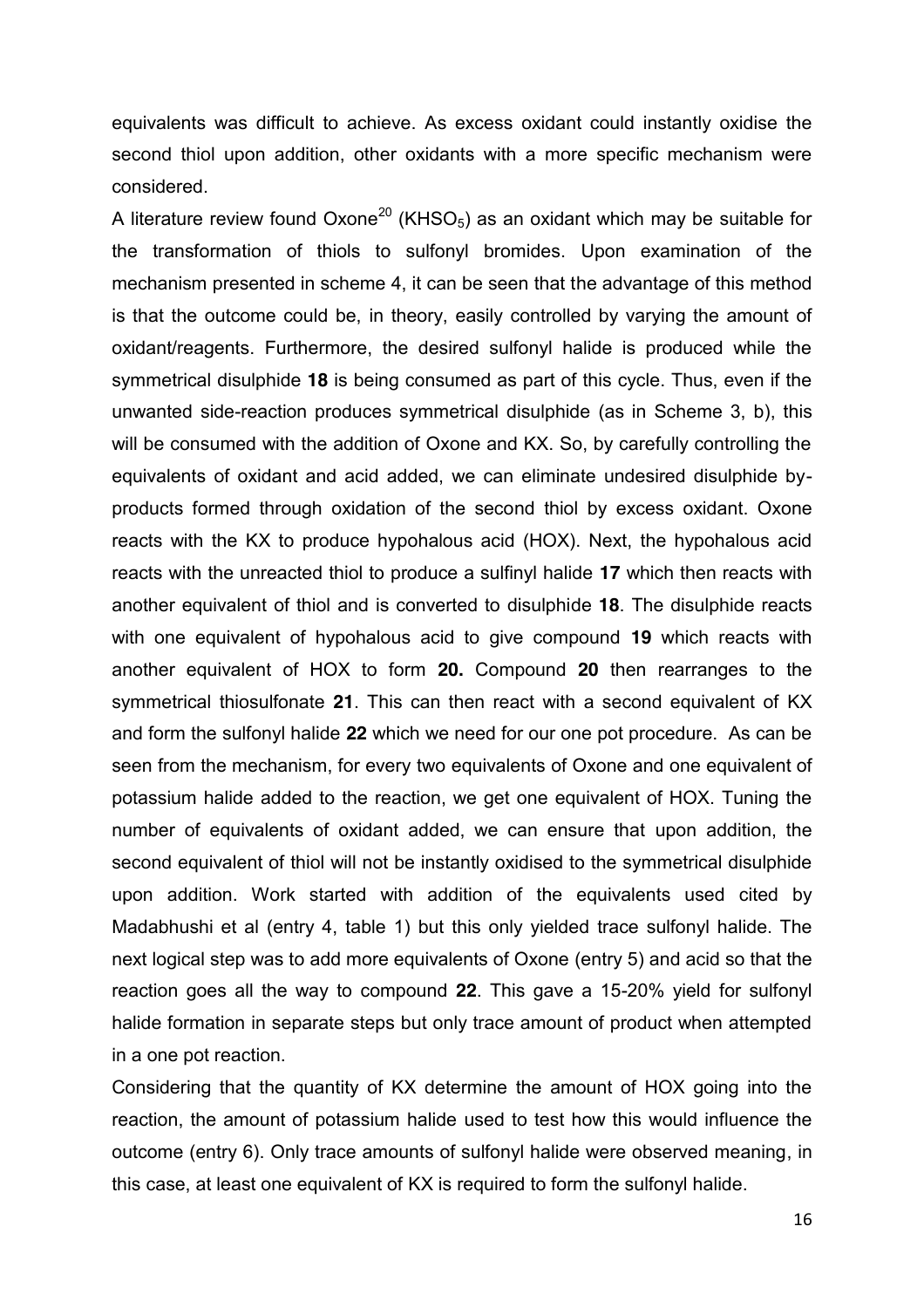equivalents was difficult to achieve. As excess oxidant could instantly oxidise the second thiol upon addition, other oxidants with a more specific mechanism were considered.

A literature review found Oxone[20] ($KHSO_5$) as an oxidant which may be suitable for the transformation of thiols to sulfonyl bromides. Upon examination of the mechanism presented in scheme 4, it can be seen that the advantage of this method is that the outcome could be, in theory, easily controlled by varying the amount of oxidant/reagents. Furthermore, the desired sulfonyl halide is produced while the symmetrical disulphide **18** is being consumed as part of this cycle. Thus, even if the unwanted side-reaction produces symmetrical disulphide (as in Scheme 3, b), this will be consumed with the addition of Oxone and KX. So, by carefully controlling the equivalents of oxidant and acid added, we can eliminate undesired disulphide by-products formed through oxidation of the second thiol by excess oxidant. Oxone reacts with the KX to produce hypohalous acid (HOX). Next, the hypohalous acid reacts with the unreacted thiol to produce a sulfinyl halide **17** which then reacts with another equivalent of thiol and is converted to disulphide **18**. The disulphide reacts with one equivalent of hypohalous acid to give compound **19** which reacts with another equivalent of HOX to form **20.** Compound **20** then rearranges to the symmetrical thiosulfonate **21**. This can then react with a second equivalent of KX and form the sulfonyl halide **22** which we need for our one pot procedure. As can be seen from the mechanism, for every two equivalents of Oxone and one equivalent of potassium halide added to the reaction, we get one equivalent of HOX. Tuning the number of equivalents of oxidant added, we can ensure that upon addition, the second equivalent of thiol will not be instantly oxidised to the symmetrical disulphide upon addition. Work started with addition of the equivalents used cited by Madabhushi et al (entry 4, table 1) but this only yielded trace sulfonyl halide. The next logical step was to add more equivalents of Oxone (entry 5) and acid so that the reaction goes all the way to compound **22**. This gave a 15-20% yield for sulfonyl halide formation in separate steps but only trace amount of product when attempted in a one pot reaction.

Considering that the quantity of KX determine the amount of HOX going into the reaction, the amount of potassium halide used to test how this would influence the outcome (entry 6). Only trace amounts of sulfonyl halide were observed meaning, in this case, at least one equivalent of KX is required to form the sulfonyl halide.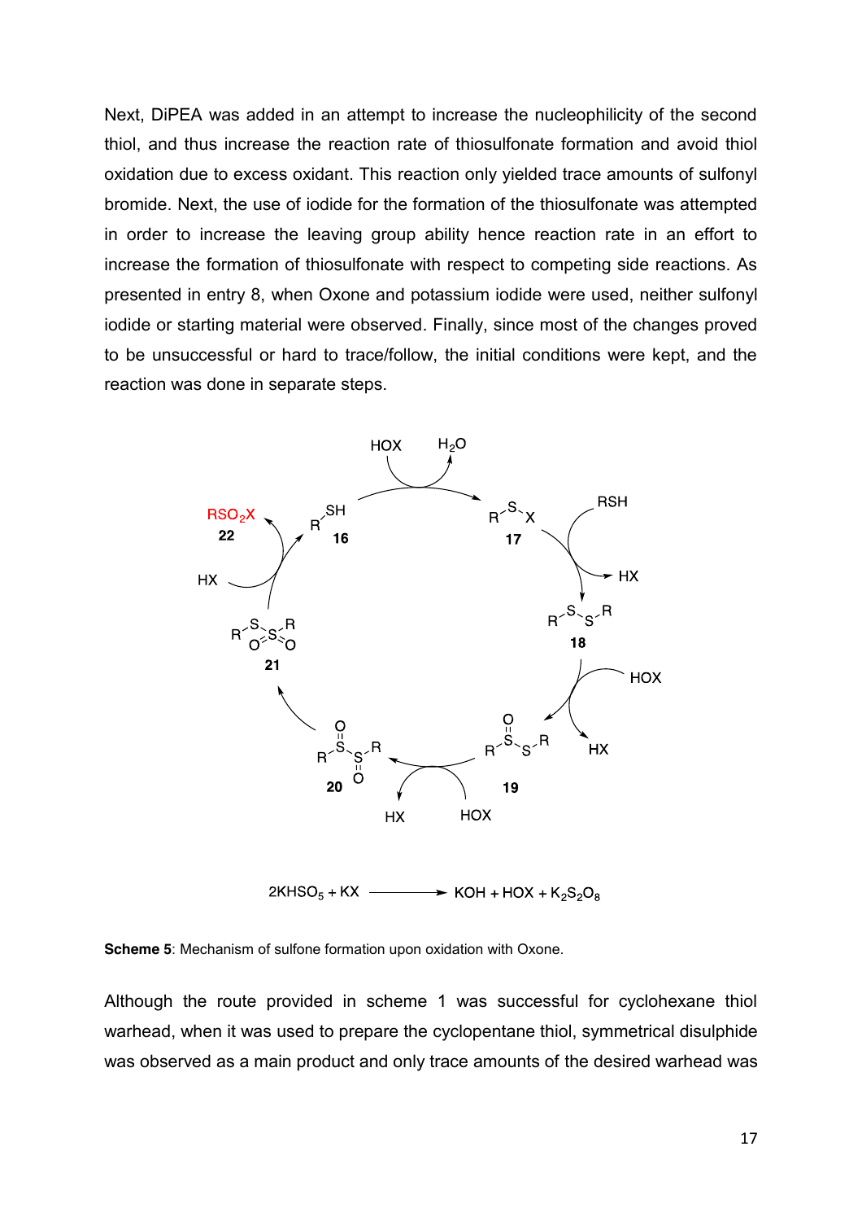Next, DiPEA was added in an attempt to increase the nucleophilicity of the second thiol, and thus increase the reaction rate of thiosulfonate formation and avoid thiol oxidation due to excess oxidant. This reaction only yielded trace amounts of sulfonyl bromide. Next, the use of iodide for the formation of the thiosulfonate was attempted in order to increase the leaving group ability hence reaction rate in an effort to increase the formation of thiosulfonate with respect to competing side reactions. As presented in entry 8, when Oxone and potassium iodide were used, neither sulfonyl iodide or starting material were observed. Finally, since most of the changes proved to be unsuccessful or hard to trace/follow, the initial conditions were kept, and the reaction was done in separate steps.

$$2KHSO_5 + KX \longrightarrow KOH + HOX + K_2S_2O_8$$

**Scheme 5**: Mechanism of sulfone formation upon oxidation with Oxone.

Although the route provided in scheme 1 was successful for cyclohexane thiol warhead, when it was used to prepare the cyclopentane thiol, symmetrical disulphide was observed as a main product and only trace amounts of the desired warhead was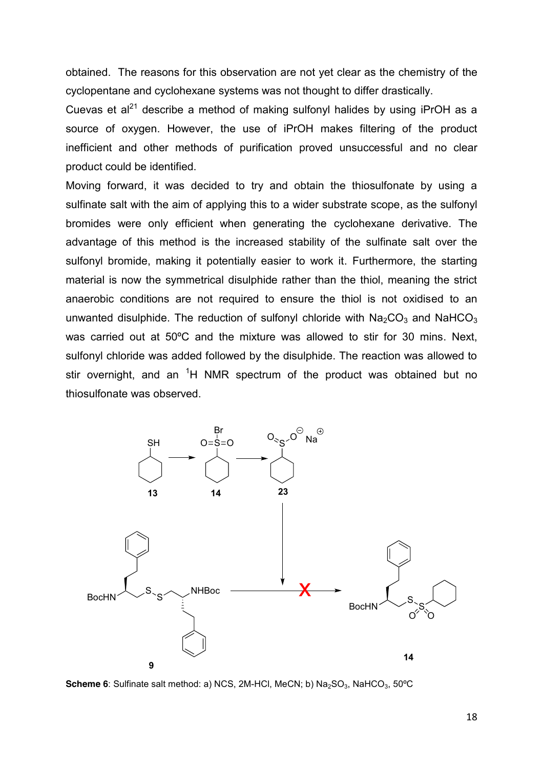obtained. The reasons for this observation are not yet clear as the chemistry of the cyclopentane and cyclohexane systems was not thought to differ drastically.

Cuevas et al[21] describe a method of making sulfonyl halides by using iPrOH as a source of oxygen. However, the use of iPrOH makes filtering of the product inefficient and other methods of purification proved unsuccessful and no clear product could be identified.

Moving forward, it was decided to try and obtain the thiosulfonate by using a sulfinate salt with the aim of applying this to a wider substrate scope, as the sulfonyl bromides were only efficient when generating the cyclohexane derivative. The advantage of this method is the increased stability of the sulfinate salt over the sulfonyl bromide, making it potentially easier to work it. Furthermore, the starting material is now the symmetrical disulphide rather than the thiol, meaning the strict anaerobic conditions are not required to ensure the thiol is not oxidised to an unwanted disulphide. The reduction of sulfonyl chloride with $Na_2CO_3$ and $NaHCO_3$ was carried out at 50ºC and the mixture was allowed to stir for 30 mins. Next, sulfonyl chloride was added followed by the disulphide. The reaction was allowed to stir overnight, and an $^1$H NMR spectrum of the product was obtained but no thiosulfonate was observed.

**Scheme 6**: Sulfinate salt method: a) NCS, 2M-HCl, MeCN; b) $Na_2SO_3$, $NaHCO_3$, 50ºC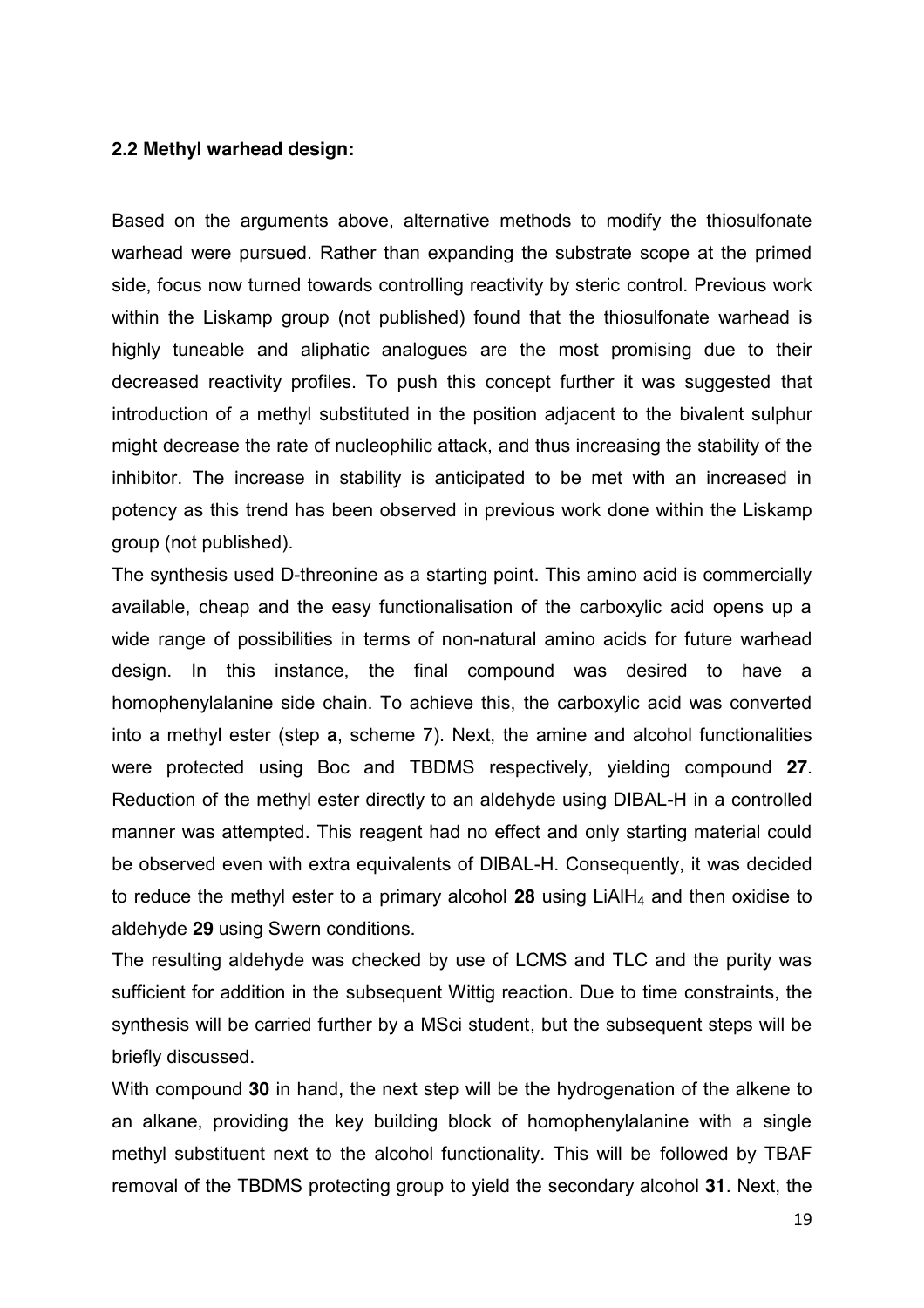### 2.2 Methyl warhead design:

Based on the arguments above, alternative methods to modify the thiosulfonate warhead were pursued. Rather than expanding the substrate scope at the primed side, focus now turned towards controlling reactivity by steric control. Previous work within the Liskamp group (not published) found that the thiosulfonate warhead is highly tuneable and aliphatic analogues are the most promising due to their decreased reactivity profiles. To push this concept further it was suggested that introduction of a methyl substituted in the position adjacent to the bivalent sulphur might decrease the rate of nucleophilic attack, and thus increasing the stability of the inhibitor. The increase in stability is anticipated to be met with an increased in potency as this trend has been observed in previous work done within the Liskamp group (not published).

The synthesis used D-threonine as a starting point. This amino acid is commercially available, cheap and the easy functionalisation of the carboxylic acid opens up a wide range of possibilities in terms of non-natural amino acids for future warhead design. In this instance, the final compound was desired to have a homophenylalanine side chain. To achieve this, the carboxylic acid was converted into a methyl ester (step **a**, scheme 7). Next, the amine and alcohol functionalities were protected using Boc and TBDMS respectively, yielding compound **27**. Reduction of the methyl ester directly to an aldehyde using DIBAL-H in a controlled manner was attempted. This reagent had no effect and only starting material could be observed even with extra equivalents of DIBAL-H. Consequently, it was decided to reduce the methyl ester to a primary alcohol **28** using $LiAlH_4$ and then oxidise to aldehyde **29** using Swern conditions.

The resulting aldehyde was checked by use of LCMS and TLC and the purity was sufficient for addition in the subsequent Wittig reaction. Due to time constraints, the synthesis will be carried further by a MSci student, but the subsequent steps will be briefly discussed.

With compound **30** in hand, the next step will be the hydrogenation of the alkene to an alkane, providing the key building block of homophenylalanine with a single methyl substituent next to the alcohol functionality. This will be followed by TBAF removal of the TBDMS protecting group to yield the secondary alcohol **31**. Next, the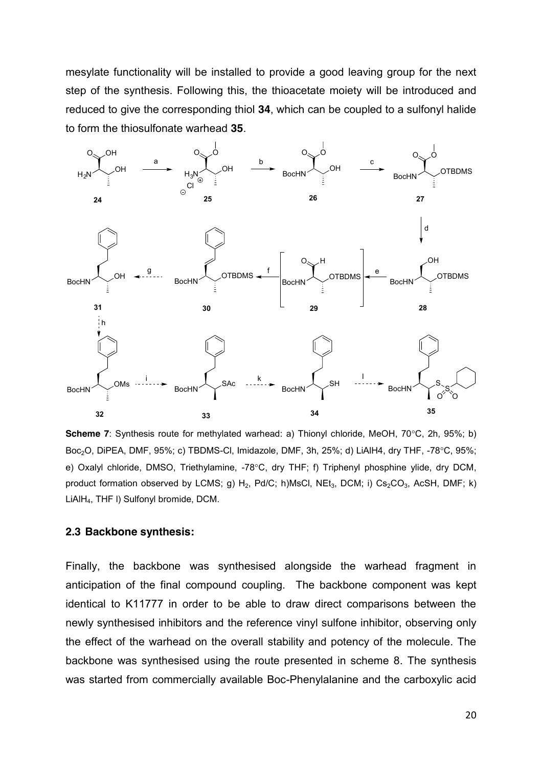mesylate functionality will be installed to provide a good leaving group for the next step of the synthesis. Following this, the thioacetate moiety will be introduced and reduced to give the corresponding thiol **34**, which can be coupled to a sulfonyl halide to form the thiosulfonate warhead **35**.

**Scheme 7**: Synthesis route for methylated warhead: a) Thionyl chloride, MeOH, 70°C, 2h, 95%; b) $Boc_2O$, DiPEA, DMF, 95%; c) TBDMS-Cl, Imidazole, DMF, 3h, 25%; d) LiAlH4, dry THF, -78°C, 95%; e) Oxalyl chloride, DMSO, Triethylamine, -78°C, dry THF; f) Triphenyl phosphine ylide, dry DCM, product formation observed by LCMS; g) $H_2$, Pd/C; h)MsCl, $NEt_3$, DCM; i) $Cs_2CO_3$, AcSH, DMF; k) $LiAlH_4$, THF l) Sulfonyl bromide, DCM.

### 2.3 Backbone synthesis:

Finally, the backbone was synthesised alongside the warhead fragment in anticipation of the final compound coupling. The backbone component was kept identical to K11777 in order to be able to draw direct comparisons between the newly synthesised inhibitors and the reference vinyl sulfone inhibitor, observing only the effect of the warhead on the overall stability and potency of the molecule. The backbone was synthesised using the route presented in scheme 8. The synthesis was started from commercially available Boc-Phenylalanine and the carboxylic acid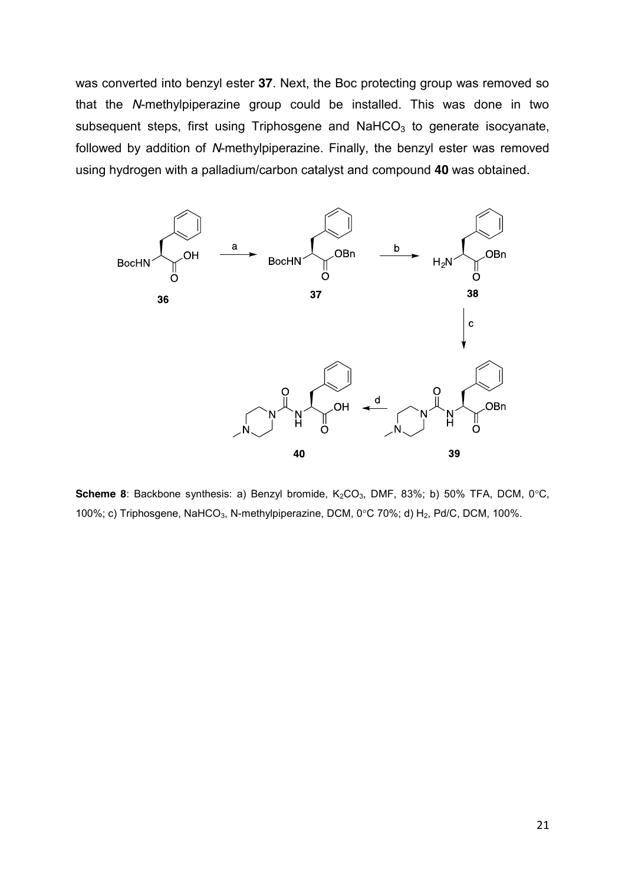was converted into benzyl ester **37**. Next, the Boc protecting group was removed so that the *N*-methylpiperazine group could be installed. This was done in two subsequent steps, first using Triphosgene and $NaHCO_3$ to generate isocyanate, followed by addition of *N*-methylpiperazine. Finally, the benzyl ester was removed using hydrogen with a palladium/carbon catalyst and compound **40** was obtained.

**Scheme 8**: Backbone synthesis: a) Benzyl bromide, $K_2CO_3$, DMF, 83%; b) 50% TFA, DCM, 0°C, 100%; c) Triphosgene, $NaHCO_3$, N-methylpiperazine, DCM, 0°C 70%; d) $H_2$, Pd/C, DCM, 100%.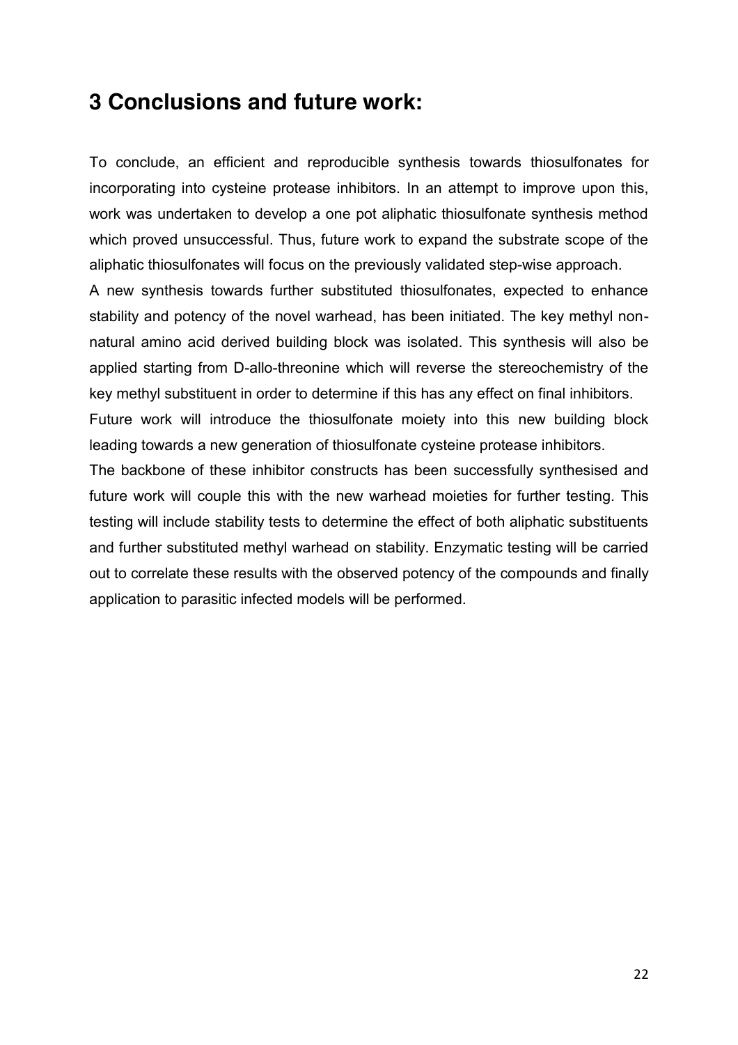# 3 Conclusions and future work:

To conclude, an efficient and reproducible synthesis towards thiosulfonates for incorporating into cysteine protease inhibitors. In an attempt to improve upon this, work was undertaken to develop a one pot aliphatic thiosulfonate synthesis method which proved unsuccessful. Thus, future work to expand the substrate scope of the aliphatic thiosulfonates will focus on the previously validated step-wise approach.

A new synthesis towards further substituted thiosulfonates, expected to enhance stability and potency of the novel warhead, has been initiated. The key methyl non-natural amino acid derived building block was isolated. This synthesis will also be applied starting from D-allo-threonine which will reverse the stereochemistry of the key methyl substituent in order to determine if this has any effect on final inhibitors.

Future work will introduce the thiosulfonate moiety into this new building block leading towards a new generation of thiosulfonate cysteine protease inhibitors.

The backbone of these inhibitor constructs has been successfully synthesised and future work will couple this with the new warhead moieties for further testing. This testing will include stability tests to determine the effect of both aliphatic substituents and further substituted methyl warhead on stability. Enzymatic testing will be carried out to correlate these results with the observed potency of the compounds and finally application to parasitic infected models will be performed.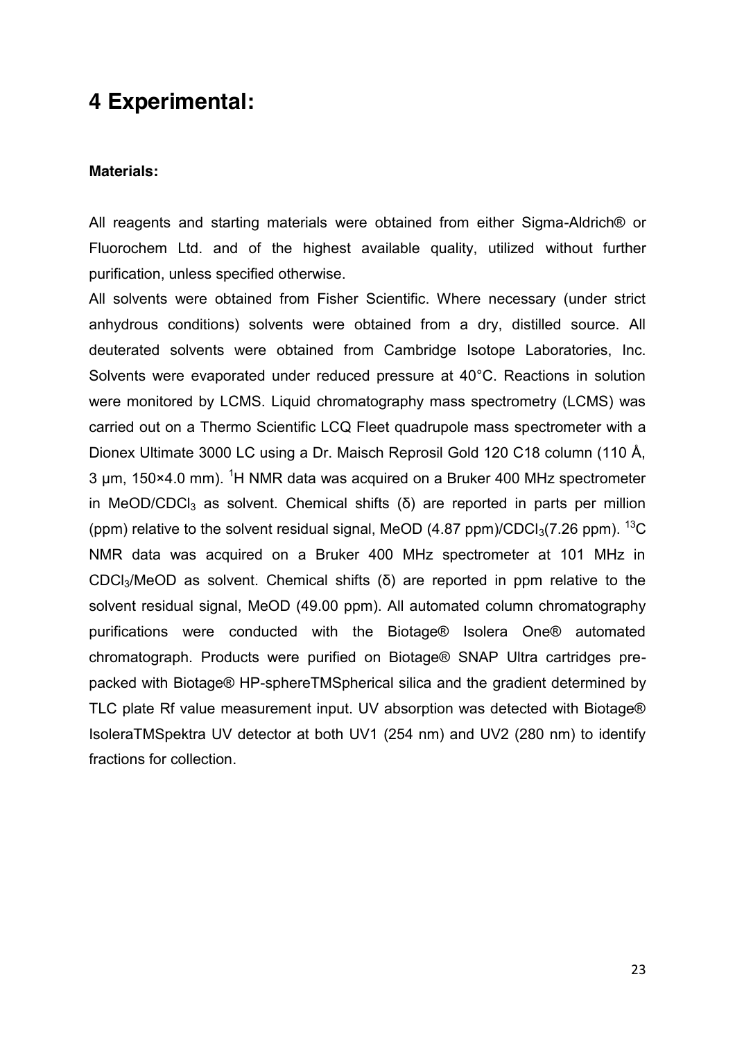# 4 Experimental:

**Materials:**

All reagents and starting materials were obtained from either Sigma-Aldrich® or Fluorochem Ltd. and of the highest available quality, utilized without further purification, unless specified otherwise.

All solvents were obtained from Fisher Scientific. Where necessary (under strict anhydrous conditions) solvents were obtained from a dry, distilled source. All deuterated solvents were obtained from Cambridge Isotope Laboratories, Inc. Solvents were evaporated under reduced pressure at 40°C. Reactions in solution were monitored by LCMS. Liquid chromatography mass spectrometry (LCMS) was carried out on a Thermo Scientific LCQ Fleet quadrupole mass spectrometer with a Dionex Ultimate 3000 LC using a Dr. Maisch Reprosil Gold 120 C18 column (110 Å, 3 μm, 150×4.0 mm). $^{1}H$ NMR data was acquired on a Bruker 400 MHz spectrometer in MeOD/$CDCl_3$ as solvent. Chemical shifts (δ) are reported in parts per million (ppm) relative to the solvent residual signal, MeOD (4.87 ppm)/$CDCl_3$(7.26 ppm). $^{13}C$ NMR data was acquired on a Bruker 400 MHz spectrometer at 101 MHz in $CDCl_3$/MeOD as solvent. Chemical shifts (δ) are reported in ppm relative to the solvent residual signal, MeOD (49.00 ppm). All automated column chromatography purifications were conducted with the Biotage® Isolera One® automated chromatograph. Products were purified on Biotage® SNAP Ultra cartridges pre-packed with Biotage® HP-sphereTMSpherical silica and the gradient determined by TLC plate Rf value measurement input. UV absorption was detected with Biotage® IsoleraTMSpektra UV detector at both UV1 (254 nm) and UV2 (280 nm) to identify fractions for collection.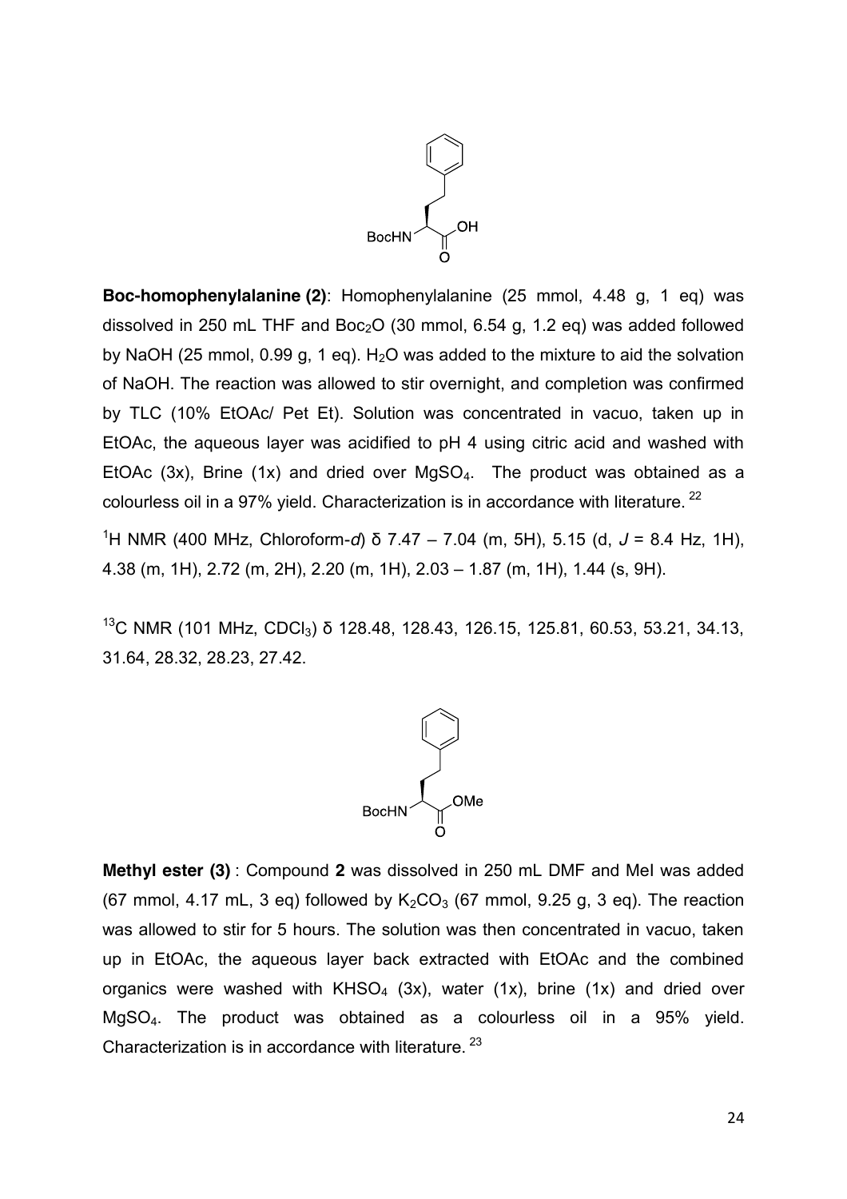**Boc-homophenylalanine (2)**: Homophenylalanine (25 mmol, 4.48 g, 1 eq) was dissolved in 250 mL THF and $Boc_2O$ (30 mmol, 6.54 g, 1.2 eq) was added followed by NaOH (25 mmol, 0.99 g, 1 eq). $H_2O$ was added to the mixture to aid the solvation of NaOH. The reaction was allowed to stir overnight, and completion was confirmed by TLC (10% EtOAc/ Pet Et). Solution was concentrated in vacuo, taken up in EtOAc, the aqueous layer was acidified to pH 4 using citric acid and washed with EtOAc (3x), Brine (1x) and dried over $MgSO_4$. The product was obtained as a colourless oil in a 97% yield. Characterization is in accordance with literature.[22]

$^1$H NMR (400 MHz, Chloroform-*d*) δ 7.47 – 7.04 (m, 5H), 5.15 (d, *J* = 8.4 Hz, 1H), 4.38 (m, 1H), 2.72 (m, 2H), 2.20 (m, 1H), 2.03 – 1.87 (m, 1H), 1.44 (s, 9H).

$^{13}$C NMR (101 MHz, $CDCl_3$) δ 128.48, 128.43, 126.15, 125.81, 60.53, 53.21, 34.13, 31.64, 28.32, 28.23, 27.42.

**Methyl ester (3)** : Compound **2** was dissolved in 250 mL DMF and MeI was added (67 mmol, 4.17 mL, 3 eq) followed by $K_2CO_3$ (67 mmol, 9.25 g, 3 eq). The reaction was allowed to stir for 5 hours. The solution was then concentrated in vacuo, taken up in EtOAc, the aqueous layer back extracted with EtOAc and the combined organics were washed with $KHSO_4$ (3x), water (1x), brine (1x) and dried over $MgSO_4$. The product was obtained as a colourless oil in a 95% yield. Characterization is in accordance with literature.[23]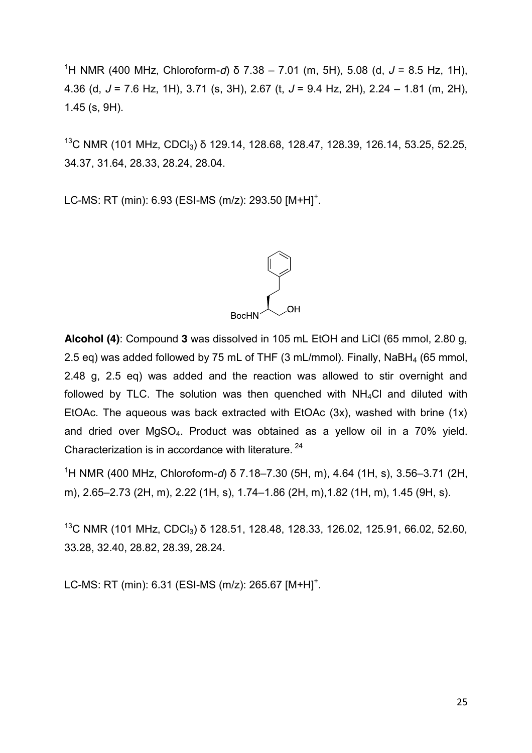[1]H NMR (400 MHz, Chloroform-*d*) δ 7.38 – 7.01 (m, 5H), 5.08 (d, *J* = 8.5 Hz, 1H), 4.36 (d, *J* = 7.6 Hz, 1H), 3.71 (s, 3H), 2.67 (t, *J* = 9.4 Hz, 2H), 2.24 – 1.81 (m, 2H), 1.45 (s, 9H).

[13]C NMR (101 MHz, $CDCl_3$) δ 129.14, 128.68, 128.47, 128.39, 126.14, 53.25, 52.25, 34.37, 31.64, 28.33, 28.24, 28.04.

LC-MS: RT (min): 6.93 (ESI-MS (m/z): 293.50 $[M+H]^+$.

**Alcohol (4)**: Compound **3** was dissolved in 105 mL EtOH and LiCl (65 mmol, 2.80 g, 2.5 eq) was added followed by 75 mL of THF (3 mL/mmol). Finally, $NaBH_4$ (65 mmol, 2.48 g, 2.5 eq) was added and the reaction was allowed to stir overnight and followed by TLC. The solution was then quenched with $NH_4Cl$ and diluted with EtOAc. The aqueous was back extracted with EtOAc (3x), washed with brine (1x) and dried over $MgSO_4$. Product was obtained as a yellow oil in a 70% yield. Characterization is in accordance with literature. [24]

[1]H NMR (400 MHz, Chloroform-*d*) δ 7.18–7.30 (5H, m), 4.64 (1H, s), 3.56–3.71 (2H, m), 2.65–2.73 (2H, m), 2.22 (1H, s), 1.74–1.86 (2H, m),1.82 (1H, m), 1.45 (9H, s).

[13]C NMR (101 MHz, $CDCl_3$) δ 128.51, 128.48, 128.33, 126.02, 125.91, 66.02, 52.60, 33.28, 32.40, 28.82, 28.39, 28.24.

LC-MS: RT (min): 6.31 (ESI-MS (m/z): 265.67 $[M+H]^+$.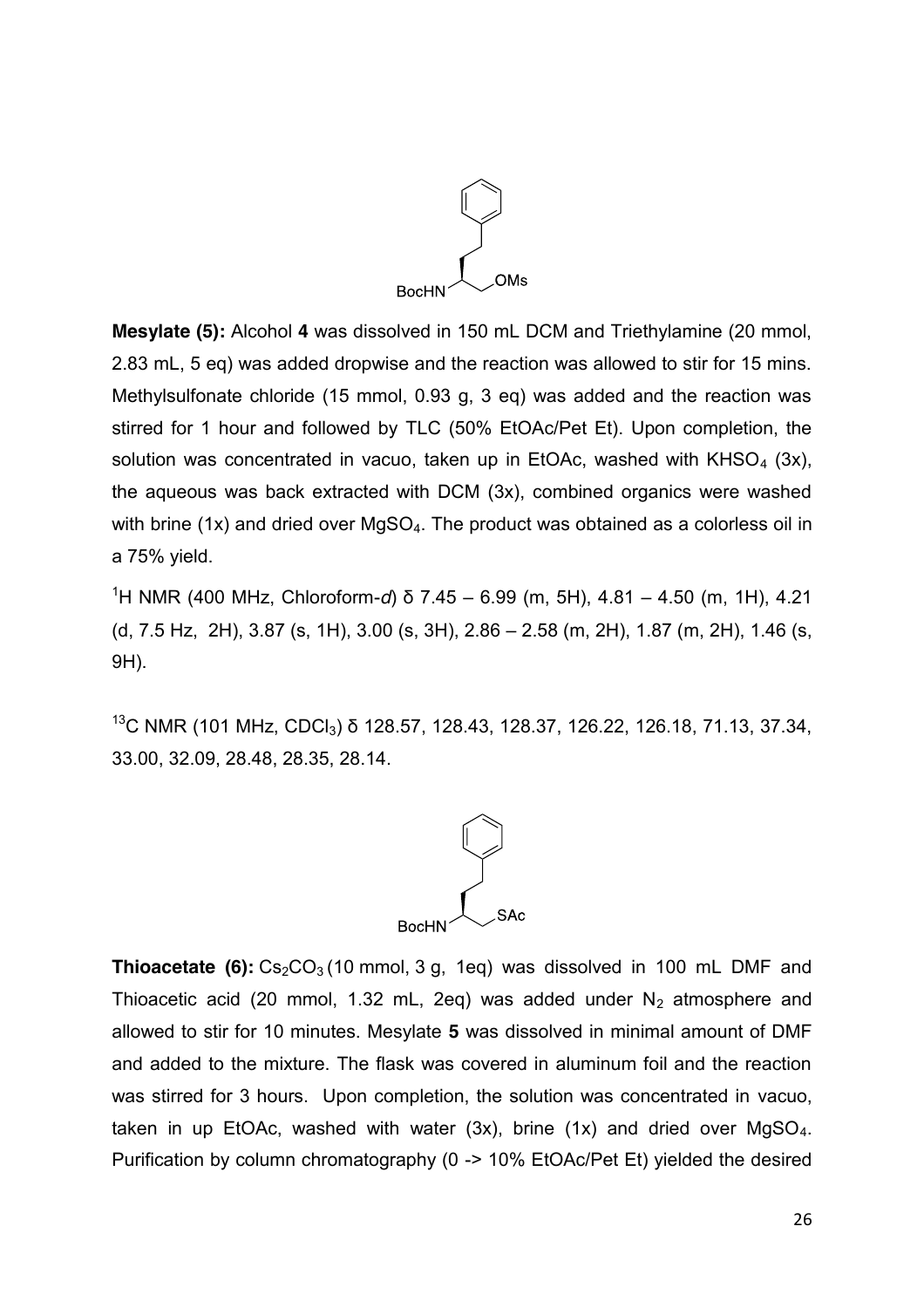**Mesylate (5):** Alcohol **4** was dissolved in 150 mL DCM and Triethylamine (20 mmol, 2.83 mL, 5 eq) was added dropwise and the reaction was allowed to stir for 15 mins. Methylsulfonate chloride (15 mmol, 0.93 g, 3 eq) was added and the reaction was stirred for 1 hour and followed by TLC (50% EtOAc/Pet Et). Upon completion, the solution was concentrated in vacuo, taken up in EtOAc, washed with $KHSO_4$ (3x), the aqueous was back extracted with DCM (3x), combined organics were washed with brine (1x) and dried over $MgSO_4$. The product was obtained as a colorless oil in a 75% yield.

$^1$H NMR (400 MHz, Chloroform-*d*) δ 7.45 – 6.99 (m, 5H), 4.81 – 4.50 (m, 1H), 4.21 (d, 7.5 Hz, 2H), 3.87 (s, 1H), 3.00 (s, 3H), 2.86 – 2.58 (m, 2H), 1.87 (m, 2H), 1.46 (s, 9H).

$^{13}$C NMR (101 MHz, $CDCl_3$) δ 128.57, 128.43, 128.37, 126.22, 126.18, 71.13, 37.34, 33.00, 32.09, 28.48, 28.35, 28.14.

**Thioacetate (6):** $Cs_2CO_3$ (10 mmol, 3 g, 1eq) was dissolved in 100 mL DMF and Thioacetic acid (20 mmol, 1.32 mL, 2eq) was added under $N_2$ atmosphere and allowed to stir for 10 minutes. Mesylate **5** was dissolved in minimal amount of DMF and added to the mixture. The flask was covered in aluminum foil and the reaction was stirred for 3 hours. Upon completion, the solution was concentrated in vacuo, taken in up EtOAc, washed with water (3x), brine (1x) and dried over $MgSO_4$. Purification by column chromatography (0 -> 10% EtOAc/Pet Et) yielded the desired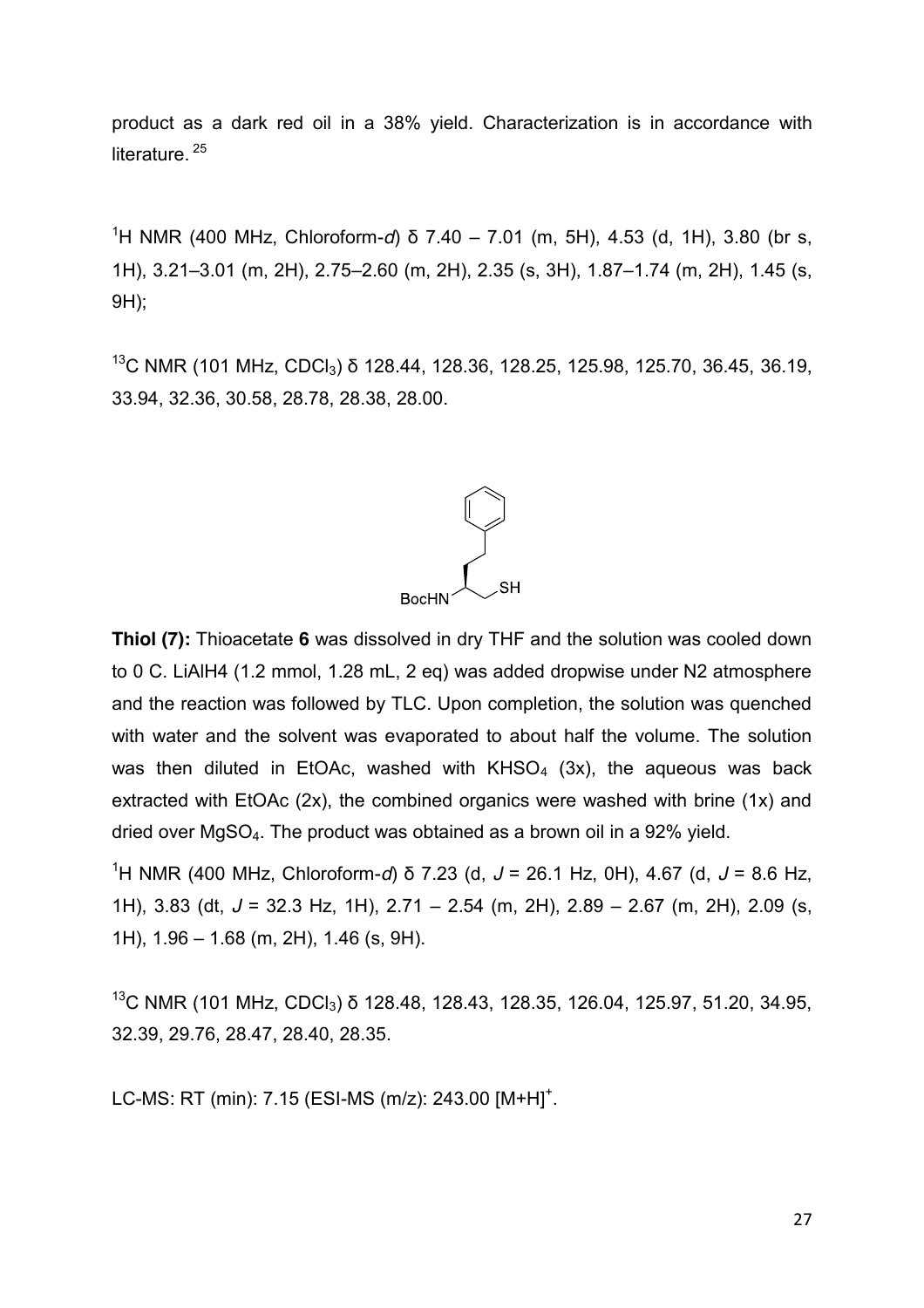product as a dark red oil in a 38% yield. Characterization is in accordance with literature. [25]

$^{1}$H NMR (400 MHz, Chloroform-*d*) δ 7.40 – 7.01 (m, 5H), 4.53 (d, 1H), 3.80 (br s, 1H), 3.21–3.01 (m, 2H), 2.75–2.60 (m, 2H), 2.35 (s, 3H), 1.87–1.74 (m, 2H), 1.45 (s, 9H);

$^{13}$C NMR (101 MHz, $CDCl_3$) δ 128.44, 128.36, 128.25, 125.98, 125.70, 36.45, 36.19, 33.94, 32.36, 30.58, 28.78, 28.38, 28.00.

**Thiol (7):** Thioacetate **6** was dissolved in dry THF and the solution was cooled down to 0 C. LiAlH4 (1.2 mmol, 1.28 mL, 2 eq) was added dropwise under N2 atmosphere and the reaction was followed by TLC. Upon completion, the solution was quenched with water and the solvent was evaporated to about half the volume. The solution was then diluted in EtOAc, washed with $KHSO_4$ (3x), the aqueous was back extracted with EtOAc (2x), the combined organics were washed with brine (1x) and dried over $MgSO_4$. The product was obtained as a brown oil in a 92% yield.

$^{1}$H NMR (400 MHz, Chloroform-*d*) δ 7.23 (d, *J* = 26.1 Hz, 0H), 4.67 (d, *J* = 8.6 Hz, 1H), 3.83 (dt, *J* = 32.3 Hz, 1H), 2.71 – 2.54 (m, 2H), 2.89 – 2.67 (m, 2H), 2.09 (s, 1H), 1.96 – 1.68 (m, 2H), 1.46 (s, 9H).

$^{13}$C NMR (101 MHz, $CDCl_3$) δ 128.48, 128.43, 128.35, 126.04, 125.97, 51.20, 34.95, 32.39, 29.76, 28.47, 28.40, 28.35.

LC-MS: RT (min): 7.15 (ESI-MS (m/z): 243.00 $[M+H]^+$.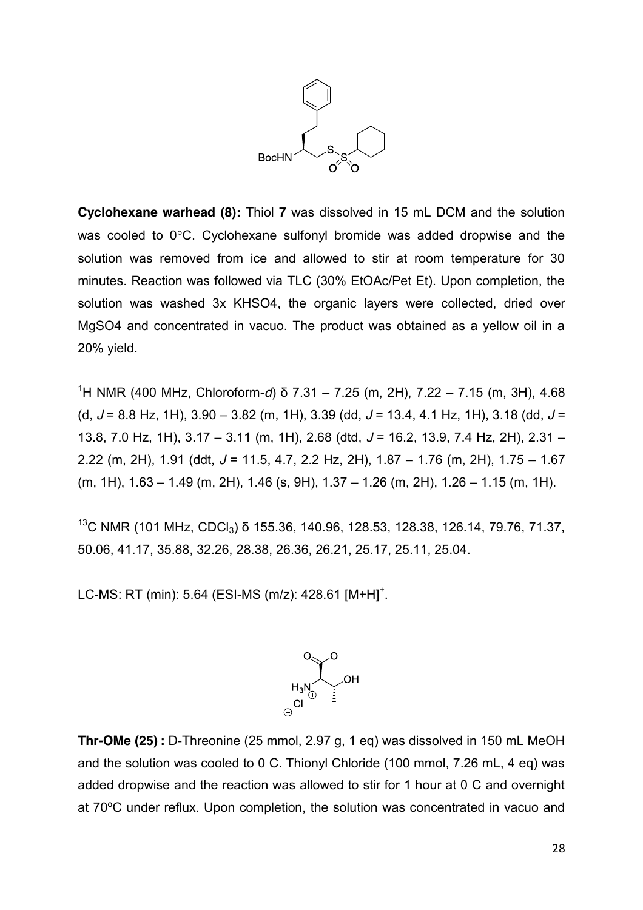**Cyclohexane warhead (8):** Thiol **7** was dissolved in 15 mL DCM and the solution was cooled to 0°C. Cyclohexane sulfonyl bromide was added dropwise and the solution was removed from ice and allowed to stir at room temperature for 30 minutes. Reaction was followed via TLC (30% EtOAc/Pet Et). Upon completion, the solution was washed 3x KHSO4, the organic layers were collected, dried over MgSO4 and concentrated in vacuo. The product was obtained as a yellow oil in a 20% yield.

$^1$H NMR (400 MHz, Chloroform-*d*) δ 7.31 – 7.25 (m, 2H), 7.22 – 7.15 (m, 3H), 4.68 (d, *J* = 8.8 Hz, 1H), 3.90 – 3.82 (m, 1H), 3.39 (dd, *J* = 13.4, 4.1 Hz, 1H), 3.18 (dd, *J* = 13.8, 7.0 Hz, 1H), 3.17 – 3.11 (m, 1H), 2.68 (dtd, *J* = 16.2, 13.9, 7.4 Hz, 2H), 2.31 – 2.22 (m, 2H), 1.91 (ddt, *J* = 11.5, 4.7, 2.2 Hz, 2H), 1.87 – 1.76 (m, 2H), 1.75 – 1.67 (m, 1H), 1.63 – 1.49 (m, 2H), 1.46 (s, 9H), 1.37 – 1.26 (m, 2H), 1.26 – 1.15 (m, 1H).

$^{13}$C NMR (101 MHz, $CDCl_3$) δ 155.36, 140.96, 128.53, 128.38, 126.14, 79.76, 71.37, 50.06, 41.17, 35.88, 32.26, 28.38, 26.36, 26.21, 25.17, 25.11, 25.04.

LC-MS: RT (min): 5.64 (ESI-MS (m/z): 428.61 $[M+H]^+$.

**Thr-OMe (25) :** D-Threonine (25 mmol, 2.97 g, 1 eq) was dissolved in 150 mL MeOH and the solution was cooled to 0 C. Thionyl Chloride (100 mmol, 7.26 mL, 4 eq) was added dropwise and the reaction was allowed to stir for 1 hour at 0 C and overnight at 70ºC under reflux. Upon completion, the solution was concentrated in vacuo and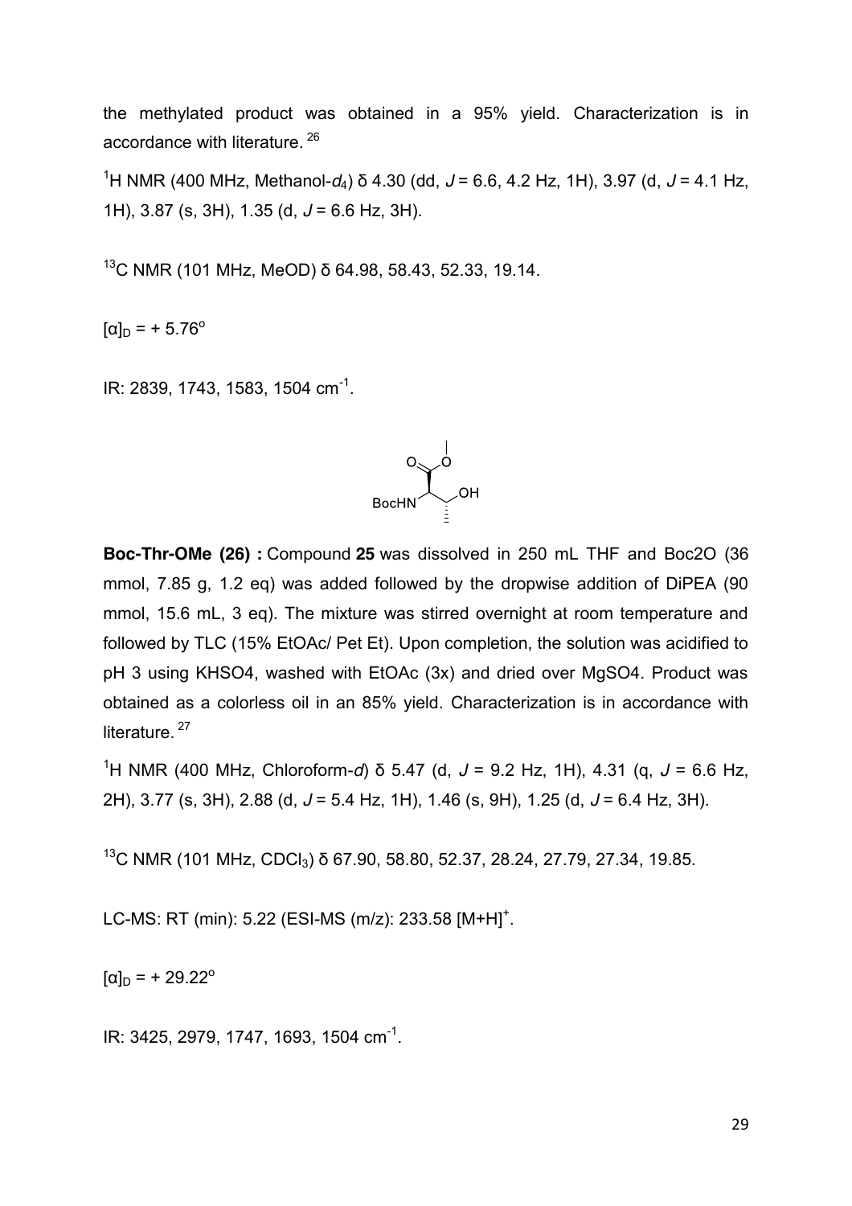the methylated product was obtained in a 95% yield. Characterization is in accordance with literature. [26]

$^1$H NMR (400 MHz, Methanol-$d_4$) δ 4.30 (dd, *J* = 6.6, 4.2 Hz, 1H), 3.97 (d, *J* = 4.1 Hz, 1H), 3.87 (s, 3H), 1.35 (d, *J* = 6.6 Hz, 3H).

$^{13}$C NMR (101 MHz, MeOD) δ 64.98, 58.43, 52.33, 19.14.

$[\alpha]_D$ = + 5.76°

IR: 2839, 1743, 1583, 1504 cm$^{-1}$.

**Boc-Thr-OMe (26) :** Compound **25** was dissolved in 250 mL THF and Boc2O (36 mmol, 7.85 g, 1.2 eq) was added followed by the dropwise addition of DiPEA (90 mmol, 15.6 mL, 3 eq). The mixture was stirred overnight at room temperature and followed by TLC (15% EtOAc/ Pet Et). Upon completion, the solution was acidified to pH 3 using KHSO4, washed with EtOAc (3x) and dried over MgSO4. Product was obtained as a colorless oil in an 85% yield. Characterization is in accordance with literature. [27]

$^1$H NMR (400 MHz, Chloroform-*d*) δ 5.47 (d, *J* = 9.2 Hz, 1H), 4.31 (q, *J* = 6.6 Hz, 2H), 3.77 (s, 3H), 2.88 (d, *J* = 5.4 Hz, 1H), 1.46 (s, 9H), 1.25 (d, *J* = 6.4 Hz, 3H).

$^{13}$C NMR (101 MHz, $CDCl_3$) δ 67.90, 58.80, 52.37, 28.24, 27.79, 27.34, 19.85.

LC-MS: RT (min): 5.22 (ESI-MS (m/z): 233.58 $[M+H]^+$.

$[\alpha]_D$ = + 29.22°

IR: 3425, 2979, 1747, 1693, 1504 cm$^{-1}$.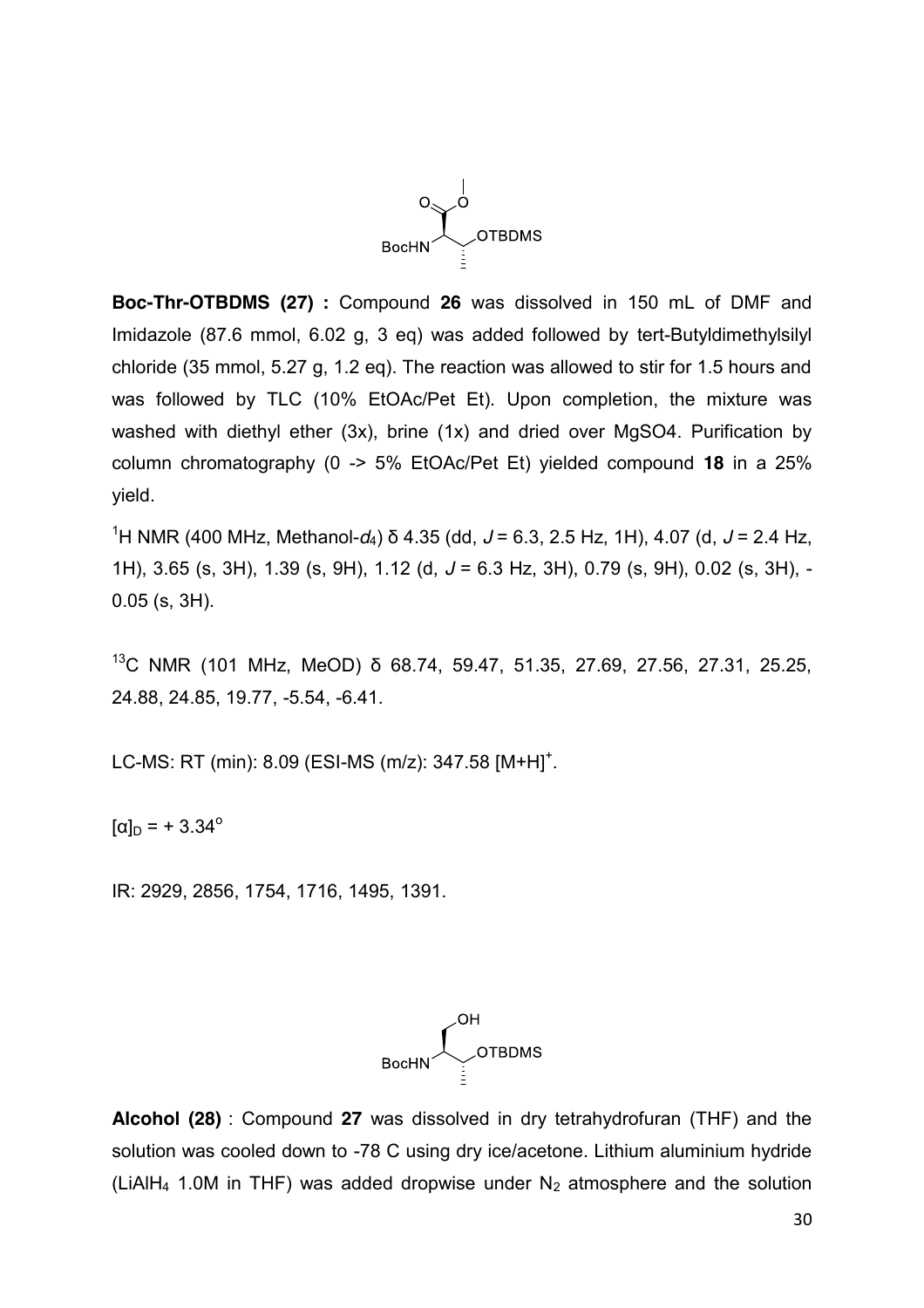**Boc-Thr-OTBDMS (27) :** Compound **26** was dissolved in 150 mL of DMF and Imidazole (87.6 mmol, 6.02 g, 3 eq) was added followed by tert-Butyldimethylsilyl chloride (35 mmol, 5.27 g, 1.2 eq). The reaction was allowed to stir for 1.5 hours and was followed by TLC (10% EtOAc/Pet Et). Upon completion, the mixture was washed with diethyl ether (3x), brine (1x) and dried over MgSO4. Purification by column chromatography (0 -> 5% EtOAc/Pet Et) yielded compound **18** in a 25% yield.

$^{1}$H NMR (400 MHz, Methanol-$d_4$) δ 4.35 (dd, $J$ = 6.3, 2.5 Hz, 1H), 4.07 (d, $J$ = 2.4 Hz, 1H), 3.65 (s, 3H), 1.39 (s, 9H), 1.12 (d, $J$ = 6.3 Hz, 3H), 0.79 (s, 9H), 0.02 (s, 3H), -0.05 (s, 3H).

$^{13}$C NMR (101 MHz, MeOD) δ 68.74, 59.47, 51.35, 27.69, 27.56, 27.31, 25.25, 24.88, 24.85, 19.77, -5.54, -6.41.

LC-MS: RT (min): 8.09 (ESI-MS (m/z): 347.58 $[M+H]^{+}$.

$[\alpha]_D = + 3.34^{o}$

IR: 2929, 2856, 1754, 1716, 1495, 1391.

**Alcohol (28)** : Compound **27** was dissolved in dry tetrahydrofuran (THF) and the solution was cooled down to -78 C using dry ice/acetone. Lithium aluminium hydride ($LiAlH_4$ 1.0M in THF) was added dropwise under $N_2$ atmosphere and the solution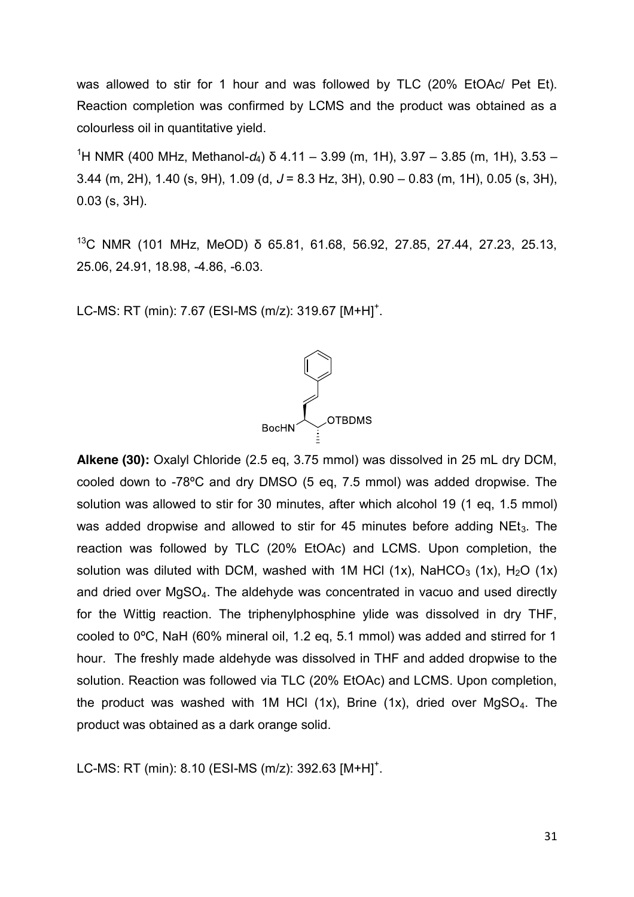was allowed to stir for 1 hour and was followed by TLC (20% EtOAc/ Pet Et). Reaction completion was confirmed by LCMS and the product was obtained as a colourless oil in quantitative yield.

$^{1}$H NMR (400 MHz, Methanol-$d_4$) δ 4.11 – 3.99 (m, 1H), 3.97 – 3.85 (m, 1H), 3.53 – 3.44 (m, 2H), 1.40 (s, 9H), 1.09 (d, $J$ = 8.3 Hz, 3H), 0.90 – 0.83 (m, 1H), 0.05 (s, 3H), 0.03 (s, 3H).

$^{13}$C NMR (101 MHz, MeOD) δ 65.81, 61.68, 56.92, 27.85, 27.44, 27.23, 25.13, 25.06, 24.91, 18.98, -4.86, -6.03.

LC-MS: RT (min): 7.67 (ESI-MS (m/z): 319.67 [M+H]$^+$.

**Alkene (30):** Oxalyl Chloride (2.5 eq, 3.75 mmol) was dissolved in 25 mL dry DCM, cooled down to -78ºC and dry DMSO (5 eq, 7.5 mmol) was added dropwise. The solution was allowed to stir for 30 minutes, after which alcohol 19 (1 eq, 1.5 mmol) was added dropwise and allowed to stir for 45 minutes before adding $NEt_3$. The reaction was followed by TLC (20% EtOAc) and LCMS. Upon completion, the solution was diluted with DCM, washed with 1M HCl (1x), $NaHCO_3$ (1x), $H_2O$ (1x) and dried over $MgSO_4$. The aldehyde was concentrated in vacuo and used directly for the Wittig reaction. The triphenylphosphine ylide was dissolved in dry THF, cooled to 0ºC, NaH (60% mineral oil, 1.2 eq, 5.1 mmol) was added and stirred for 1 hour. The freshly made aldehyde was dissolved in THF and added dropwise to the solution. Reaction was followed via TLC (20% EtOAc) and LCMS. Upon completion, the product was washed with 1M HCl (1x), Brine (1x), dried over $MgSO_4$. The product was obtained as a dark orange solid.

LC-MS: RT (min): 8.10 (ESI-MS (m/z): 392.63 [M+H]$^+$.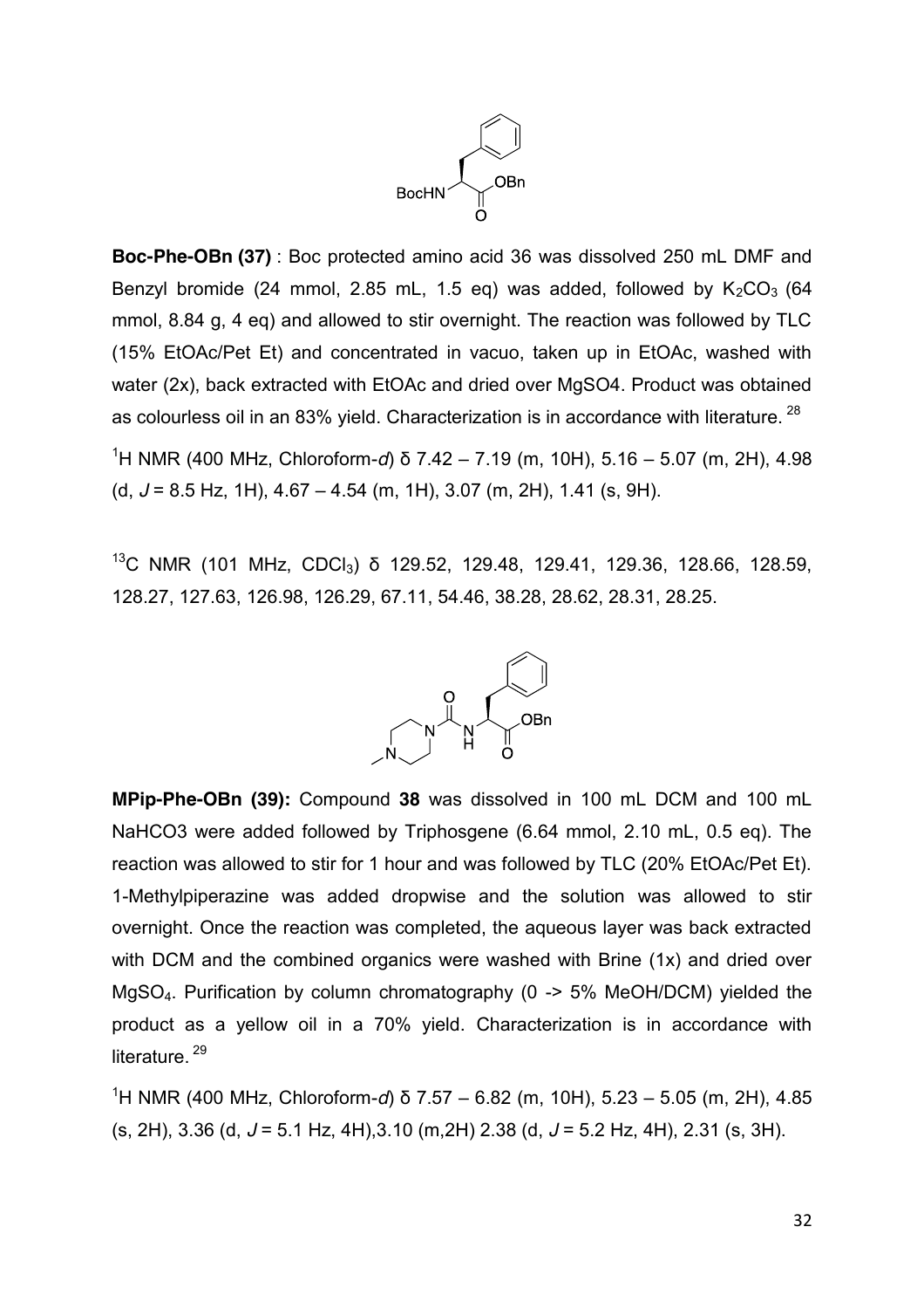**Boc-Phe-OBn (37)** : Boc protected amino acid 36 was dissolved 250 mL DMF and Benzyl bromide (24 mmol, 2.85 mL, 1.5 eq) was added, followed by $K_2CO_3$ (64 mmol, 8.84 g, 4 eq) and allowed to stir overnight. The reaction was followed by TLC (15% EtOAc/Pet Et) and concentrated in vacuo, taken up in EtOAc, washed with water (2x), back extracted with EtOAc and dried over MgSO4. Product was obtained as colourless oil in an 83% yield. Characterization is in accordance with literature. [28]

$^1$H NMR (400 MHz, Chloroform-*d*) δ 7.42 – 7.19 (m, 10H), 5.16 – 5.07 (m, 2H), 4.98 (d, *J* = 8.5 Hz, 1H), 4.67 – 4.54 (m, 1H), 3.07 (m, 2H), 1.41 (s, 9H).

$^{13}$C NMR (101 MHz, $CDCl_3$) δ 129.52, 129.48, 129.41, 129.36, 128.66, 128.59, 128.27, 127.63, 126.98, 126.29, 67.11, 54.46, 38.28, 28.62, 28.31, 28.25.

**MPip-Phe-OBn (39):** Compound **38** was dissolved in 100 mL DCM and 100 mL NaHCO3 were added followed by Triphosgene (6.64 mmol, 2.10 mL, 0.5 eq). The reaction was allowed to stir for 1 hour and was followed by TLC (20% EtOAc/Pet Et). 1-Methylpiperazine was added dropwise and the solution was allowed to stir overnight. Once the reaction was completed, the aqueous layer was back extracted with DCM and the combined organics were washed with Brine (1x) and dried over $MgSO_4$. Purification by column chromatography (0 -> 5% MeOH/DCM) yielded the product as a yellow oil in a 70% yield. Characterization is in accordance with literature. [29]

$^1$H NMR (400 MHz, Chloroform-*d*) δ 7.57 – 6.82 (m, 10H), 5.23 – 5.05 (m, 2H), 4.85 (s, 2H), 3.36 (d, *J* = 5.1 Hz, 4H),3.10 (m,2H) 2.38 (d, *J* = 5.2 Hz, 4H), 2.31 (s, 3H).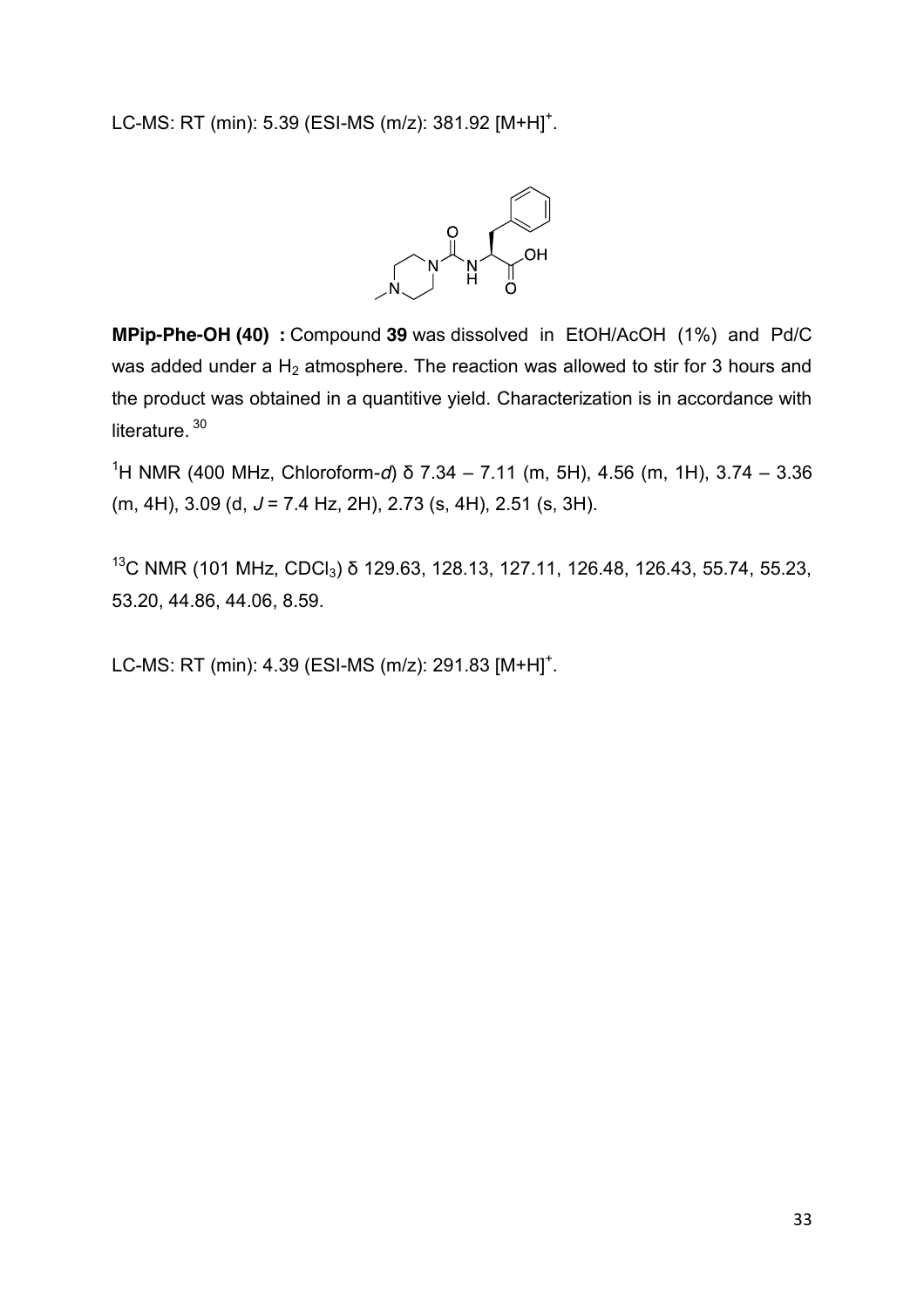LC-MS: RT (min): 5.39 (ESI-MS (m/z): 381.92 $[M+H]^+$.

**MPip-Phe-OH (40) :** Compound **39** was dissolved in EtOH/AcOH (1%) and Pd/C was added under a $H_2$ atmosphere. The reaction was allowed to stir for 3 hours and the product was obtained in a quantitive yield. Characterization is in accordance with literature. [30]

$^1$H NMR (400 MHz, Chloroform-*d*) δ 7.34 – 7.11 (m, 5H), 4.56 (m, 1H), 3.74 – 3.36 (m, 4H), 3.09 (d, *J* = 7.4 Hz, 2H), 2.73 (s, 4H), 2.51 (s, 3H).

$^{13}$C NMR (101 MHz, $CDCl_3$) δ 129.63, 128.13, 127.11, 126.48, 126.43, 55.74, 55.23, 53.20, 44.86, 44.06, 8.59.

LC-MS: RT (min): 4.39 (ESI-MS (m/z): 291.83 $[M+H]^+$.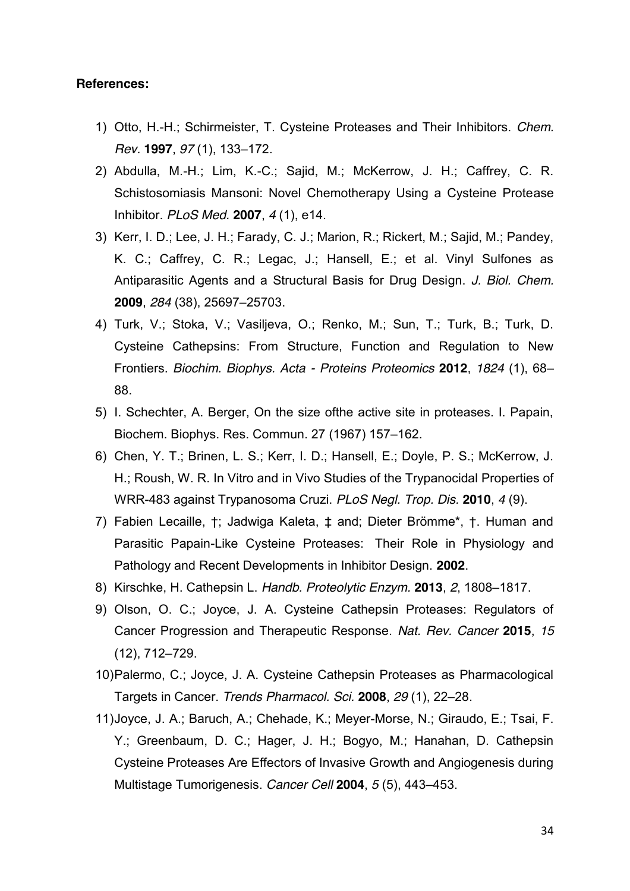**References:**

1) Otto, H.-H.; Schirmeister, T. Cysteine Proteases and Their Inhibitors. *Chem. Rev.* **1997**, *97* (1), 133–172.
2) Abdulla, M.-H.; Lim, K.-C.; Sajid, M.; McKerrow, J. H.; Caffrey, C. R. Schistosomiasis Mansoni: Novel Chemotherapy Using a Cysteine Protease Inhibitor. *PLoS Med.* **2007**, *4* (1), e14.
3) Kerr, I. D.; Lee, J. H.; Farady, C. J.; Marion, R.; Rickert, M.; Sajid, M.; Pandey, K. C.; Caffrey, C. R.; Legac, J.; Hansell, E.; et al. Vinyl Sulfones as Antiparasitic Agents and a Structural Basis for Drug Design. *J. Biol. Chem.* **2009**, *284* (38), 25697–25703.
4) Turk, V.; Stoka, V.; Vasiljeva, O.; Renko, M.; Sun, T.; Turk, B.; Turk, D. Cysteine Cathepsins: From Structure, Function and Regulation to New Frontiers. *Biochim. Biophys. Acta - Proteins Proteomics* **2012**, *1824* (1), 68–88.
5) I. Schechter, A. Berger, On the size ofthe active site in proteases. I. Papain, Biochem. Biophys. Res. Commun. 27 (1967) 157–162.
6) Chen, Y. T.; Brinen, L. S.; Kerr, I. D.; Hansell, E.; Doyle, P. S.; McKerrow, J. H.; Roush, W. R. In Vitro and in Vivo Studies of the Trypanocidal Properties of WRR-483 against Trypanosoma Cruzi. *PLoS Negl. Trop. Dis.* **2010**, *4* (9).
7) Fabien Lecaille, †; Jadwiga Kaleta, ‡ and; Dieter Brömme*, †. Human and Parasitic Papain-Like Cysteine Proteases: Their Role in Physiology and Pathology and Recent Developments in Inhibitor Design. **2002**.
8) Kirschke, H. Cathepsin L. *Handb. Proteolytic Enzym.* **2013**, *2*, 1808–1817.
9) Olson, O. C.; Joyce, J. A. Cysteine Cathepsin Proteases: Regulators of Cancer Progression and Therapeutic Response. *Nat. Rev. Cancer* **2015**, *15* (12), 712–729.
10) Palermo, C.; Joyce, J. A. Cysteine Cathepsin Proteases as Pharmacological Targets in Cancer. *Trends Pharmacol. Sci.* **2008**, *29* (1), 22–28.
11) Joyce, J. A.; Baruch, A.; Chehade, K.; Meyer-Morse, N.; Giraudo, E.; Tsai, F. Y.; Greenbaum, D. C.; Hager, J. H.; Bogyo, M.; Hanahan, D. Cathepsin Cysteine Proteases Are Effectors of Invasive Growth and Angiogenesis during Multistage Tumorigenesis. *Cancer Cell* **2004**, *5* (5), 443–453.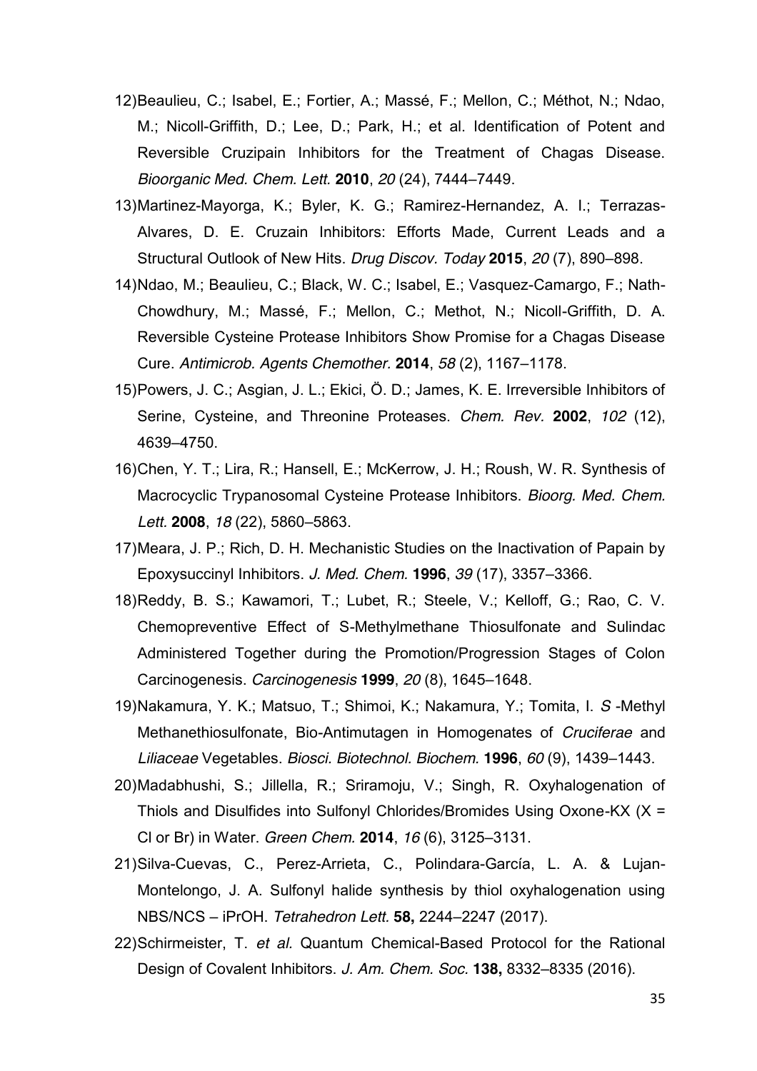12) Beaulieu, C.; Isabel, E.; Fortier, A.; Massé, F.; Mellon, C.; Méthot, N.; Ndao, M.; Nicoll-Griffith, D.; Lee, D.; Park, H.; et al. Identification of Potent and Reversible Cruzipain Inhibitors for the Treatment of Chagas Disease. *Bioorganic Med. Chem. Lett.* **2010**, *20* (24), 7444–7449.

13) Martinez-Mayorga, K.; Byler, K. G.; Ramirez-Hernandez, A. I.; Terrazas-Alvares, D. E. Cruzain Inhibitors: Efforts Made, Current Leads and a Structural Outlook of New Hits. *Drug Discov. Today* **2015**, *20* (7), 890–898.

14) Ndao, M.; Beaulieu, C.; Black, W. C.; Isabel, E.; Vasquez-Camargo, F.; Nath-Chowdhury, M.; Massé, F.; Mellon, C.; Methot, N.; Nicoll-Griffith, D. A. Reversible Cysteine Protease Inhibitors Show Promise for a Chagas Disease Cure. *Antimicrob. Agents Chemother.* **2014**, *58* (2), 1167–1178.

15) Powers, J. C.; Asgian, J. L.; Ekici, Ö. D.; James, K. E. Irreversible Inhibitors of Serine, Cysteine, and Threonine Proteases. *Chem. Rev.* **2002**, *102* (12), 4639–4750.

16) Chen, Y. T.; Lira, R.; Hansell, E.; McKerrow, J. H.; Roush, W. R. Synthesis of Macrocyclic Trypanosomal Cysteine Protease Inhibitors. *Bioorg. Med. Chem. Lett.* **2008**, *18* (22), 5860–5863.

17) Meara, J. P.; Rich, D. H. Mechanistic Studies on the Inactivation of Papain by Epoxysuccinyl Inhibitors. *J. Med. Chem.* **1996**, *39* (17), 3357–3366.

18) Reddy, B. S.; Kawamori, T.; Lubet, R.; Steele, V.; Kelloff, G.; Rao, C. V. Chemopreventive Effect of S-Methylmethane Thiosulfonate and Sulindac Administered Together during the Promotion/Progression Stages of Colon Carcinogenesis. *Carcinogenesis* **1999**, *20* (8), 1645–1648.

19) Nakamura, Y. K.; Matsuo, T.; Shimoi, K.; Nakamura, Y.; Tomita, I. *S* -Methyl Methanethiosulfonate, Bio-Antimutagen in Homogenates of *Cruciferae* and *Liliaceae* Vegetables. *Biosci. Biotechnol. Biochem.* **1996**, *60* (9), 1439–1443.

20) Madabhushi, S.; Jillella, R.; Sriramoju, V.; Singh, R. Oxyhalogenation of Thiols and Disulfides into Sulfonyl Chlorides/Bromides Using Oxone-KX (X = Cl or Br) in Water. *Green Chem.* **2014**, *16* (6), 3125–3131.

21) Silva-Cuevas, C., Perez-Arrieta, C., Polindara-García, L. A. & Lujan-Montelongo, J. A. Sulfonyl halide synthesis by thiol oxyhalogenation using NBS/NCS – iPrOH. *Tetrahedron Lett.* **58,** 2244–2247 (2017).

22) Schirmeister, T. *et al.* Quantum Chemical-Based Protocol for the Rational Design of Covalent Inhibitors. *J. Am. Chem. Soc.* **138,** 8332–8335 (2016).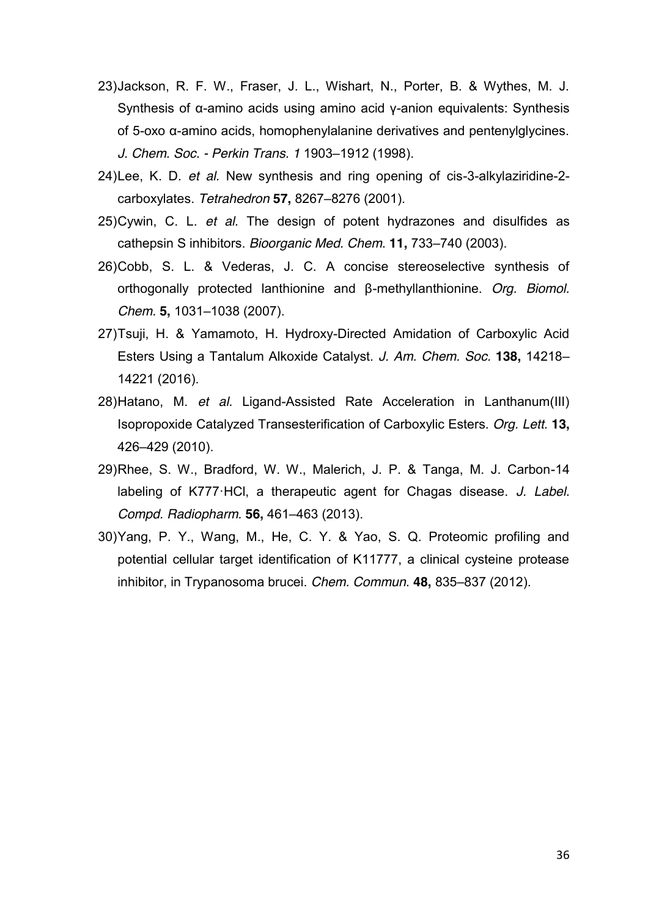23) Jackson, R. F. W., Fraser, J. L., Wishart, N., Porter, B. & Wythes, M. J. Synthesis of α-amino acids using amino acid γ-anion equivalents: Synthesis of 5-oxo α-amino acids, homophenylalanine derivatives and pentenylglycines. *J. Chem. Soc. - Perkin Trans. 1* 1903–1912 (1998).

24) Lee, K. D. *et al.* New synthesis and ring opening of cis-3-alkylaziridine-2-carboxylates. *Tetrahedron* **57,** 8267–8276 (2001).

25) Cywin, C. L. *et al.* The design of potent hydrazones and disulfides as cathepsin S inhibitors. *Bioorganic Med. Chem.* **11,** 733–740 (2003).

26) Cobb, S. L. & Vederas, J. C. A concise stereoselective synthesis of orthogonally protected lanthionine and β-methyllanthionine. *Org. Biomol. Chem.* **5,** 1031–1038 (2007).

27) Tsuji, H. & Yamamoto, H. Hydroxy-Directed Amidation of Carboxylic Acid Esters Using a Tantalum Alkoxide Catalyst. *J. Am. Chem. Soc.* **138,** 14218–14221 (2016).

28) Hatano, M. *et al.* Ligand-Assisted Rate Acceleration in Lanthanum(III) Isopropoxide Catalyzed Transesterification of Carboxylic Esters. *Org. Lett.* **13,** 426–429 (2010).

29) Rhee, S. W., Bradford, W. W., Malerich, J. P. & Tanga, M. J. Carbon-14 labeling of K777·HCl, a therapeutic agent for Chagas disease. *J. Label. Compd. Radiopharm.* **56,** 461–463 (2013).

30) Yang, P. Y., Wang, M., He, C. Y. & Yao, S. Q. Proteomic profiling and potential cellular target identification of K11777, a clinical cysteine protease inhibitor, in Trypanosoma brucei. *Chem. Commun.* **48,** 835–837 (2012).